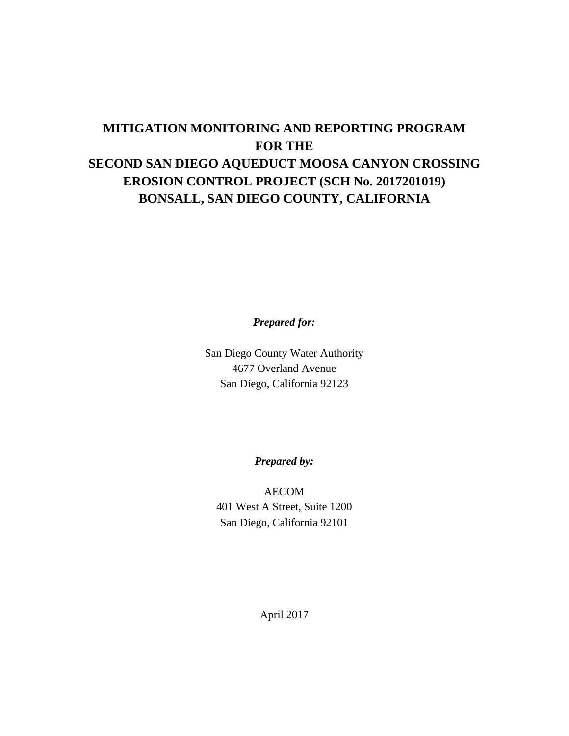# MITIGATION MONITORING AND REPORTING PROGRAM FOR THE SECOND SAN DIEGO AQUEDUCT MOOSA CANYON CROSSING EROSION CONTROL PROJECT (SCH No. 2017201019) BONSALL, SAN DIEGO COUNTY, CALIFORNIA

***Prepared for:***

San Diego County Water Authority
4677 Overland Avenue
San Diego, California 92123

***Prepared by:***

AECOM
401 West A Street, Suite 1200
San Diego, California 92101

April 2017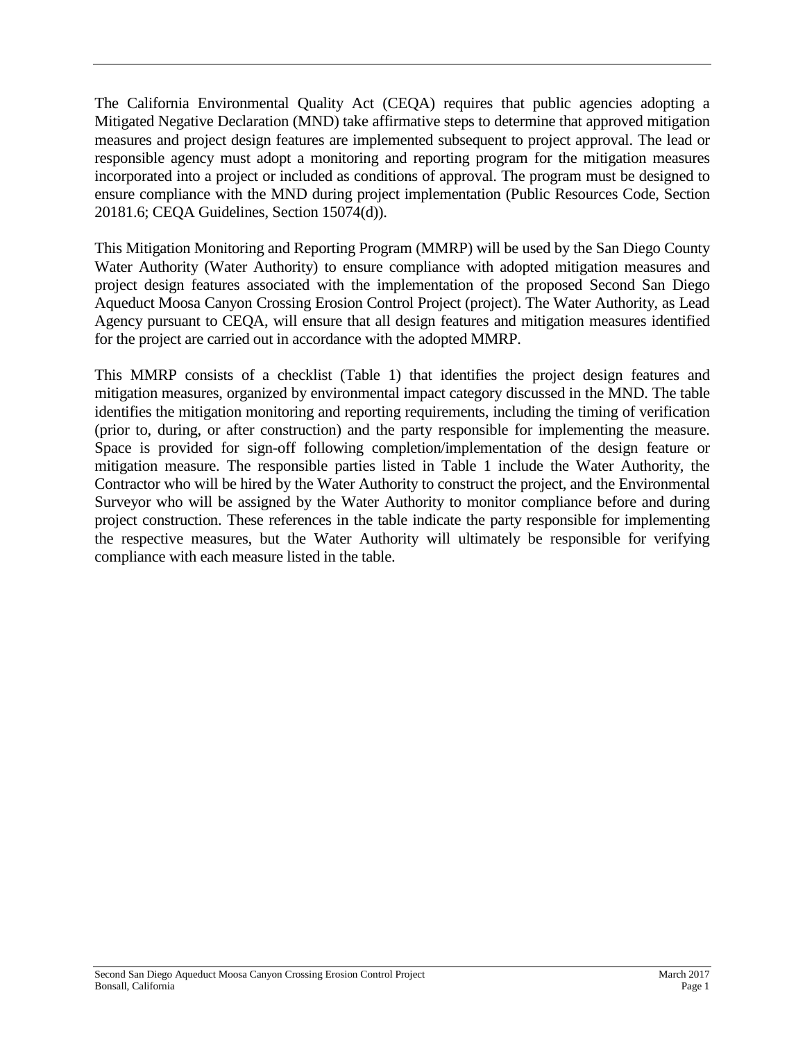The California Environmental Quality Act (CEQA) requires that public agencies adopting a Mitigated Negative Declaration (MND) take affirmative steps to determine that approved mitigation measures and project design features are implemented subsequent to project approval. The lead or responsible agency must adopt a monitoring and reporting program for the mitigation measures incorporated into a project or included as conditions of approval. The program must be designed to ensure compliance with the MND during project implementation (Public Resources Code, Section 20181.6; CEQA Guidelines, Section 15074(d)).

This Mitigation Monitoring and Reporting Program (MMRP) will be used by the San Diego County Water Authority (Water Authority) to ensure compliance with adopted mitigation measures and project design features associated with the implementation of the proposed Second San Diego Aqueduct Moosa Canyon Crossing Erosion Control Project (project). The Water Authority, as Lead Agency pursuant to CEQA, will ensure that all design features and mitigation measures identified for the project are carried out in accordance with the adopted MMRP.

This MMRP consists of a checklist (Table 1) that identifies the project design features and mitigation measures, organized by environmental impact category discussed in the MND. The table identifies the mitigation monitoring and reporting requirements, including the timing of verification (prior to, during, or after construction) and the party responsible for implementing the measure. Space is provided for sign-off following completion/implementation of the design feature or mitigation measure. The responsible parties listed in Table 1 include the Water Authority, the Contractor who will be hired by the Water Authority to construct the project, and the Environmental Surveyor who will be assigned by the Water Authority to monitor compliance before and during project construction. These references in the table indicate the party responsible for implementing the respective measures, but the Water Authority will ultimately be responsible for verifying compliance with each measure listed in the table.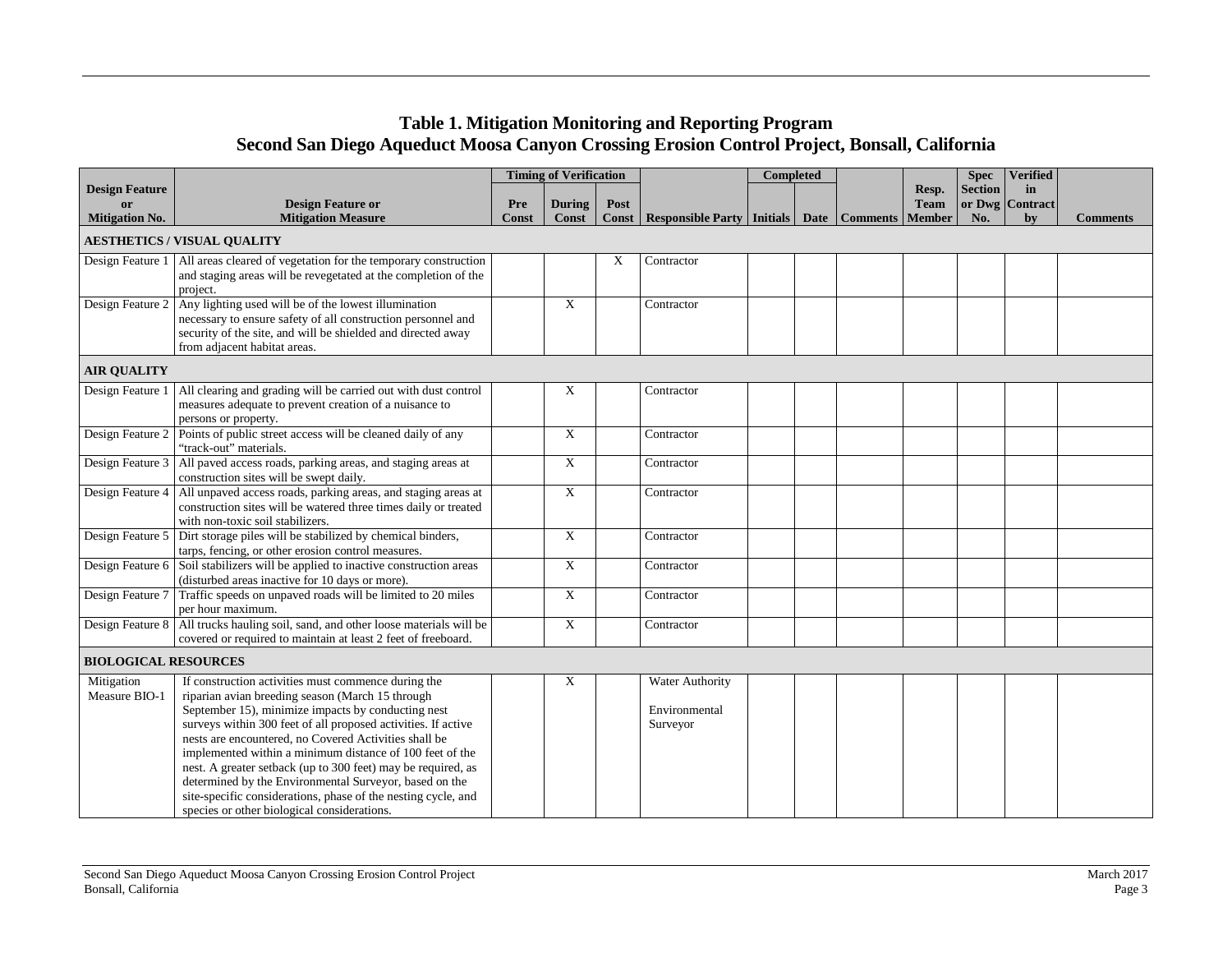# Table 1. Mitigation Monitoring and Reporting Program
## Second San Diego Aqueduct Moosa Canyon Crossing Erosion Control Project, Bonsall, California

| Design Feature or Mitigation No. | Design Feature or Mitigation Measure | Timing of Verification | | | Responsible Party | Completed | | | | | | |
|---|---|---|---|---|---|---|---|---|---|---|---|---|
| | | Pre Const | During Const | Post Const | | Initials | Date | Comments | Resp. Team Member | Spec Section or Dwg No. | Verified in Contract by | Comments |
| **AESTHETICS / VISUAL QUALITY** | | | | | | | | | | | | |
| Design Feature 1 | All areas cleared of vegetation for the temporary construction and staging areas will be revegetated at the completion of the project. | | | X | Contractor | | | | | | | |
| Design Feature 2 | Any lighting used will be of the lowest illumination necessary to ensure safety of all construction personnel and security of the site, and will be shielded and directed away from adjacent habitat areas. | | X | | Contractor | | | | | | | |
| **AIR QUALITY** | | | | | | | | | | | | |
| Design Feature 1 | All clearing and grading will be carried out with dust control measures adequate to prevent creation of a nuisance to persons or property. | | X | | Contractor | | | | | | | |
| Design Feature 2 | Points of public street access will be cleaned daily of any "track-out" materials. | | X | | Contractor | | | | | | | |
| Design Feature 3 | All paved access roads, parking areas, and staging areas at construction sites will be swept daily. | | X | | Contractor | | | | | | | |
| Design Feature 4 | All unpaved access roads, parking areas, and staging areas at construction sites will be watered three times daily or treated with non-toxic soil stabilizers. | | X | | Contractor | | | | | | | |
| Design Feature 5 | Dirt storage piles will be stabilized by chemical binders, tarps, fencing, or other erosion control measures. | | X | | Contractor | | | | | | | |
| Design Feature 6 | Soil stabilizers will be applied to inactive construction areas (disturbed areas inactive for 10 days or more). | | X | | Contractor | | | | | | | |
| Design Feature 7 | Traffic speeds on unpaved roads will be limited to 20 miles per hour maximum. | | X | | Contractor | | | | | | | |
| Design Feature 8 | All trucks hauling soil, sand, and other loose materials will be covered or required to maintain at least 2 feet of freeboard. | | X | | Contractor | | | | | | | |
| **BIOLOGICAL RESOURCES** | | | | | | | | | | | | |
| Mitigation Measure BIO-1 | If construction activities must commence during the riparian avian breeding season (March 15 through September 15), minimize impacts by conducting nest surveys within 300 feet of all proposed activities. If active nests are encountered, no Covered Activities shall be implemented within a minimum distance of 100 feet of the nest. A greater setback (up to 300 feet) may be required, as determined by the Environmental Surveyor, based on the site-specific considerations, phase of the nesting cycle, and species or other biological considerations. | | X | | Water Authority<br><br>Environmental Surveyor | | | | | | | |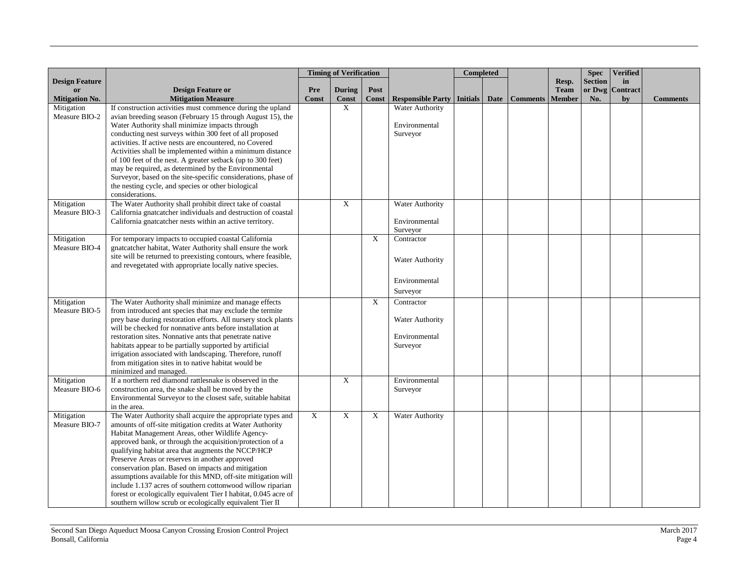| Design Feature or Mitigation No. | Design Feature or Mitigation Measure | Timing of Verification | | | Responsible Party | Completed | | | | | | |
|---|---|---|---|---|---|---|---|---|---|---|---|---|
| | | Pre Const | During Const | Post Const | | Initials | Date | Comments | Resp. Team Member | Spec Section or Dwg No. | Verified in Contract by | Comments |
| Mitigation Measure BIO-2 | If construction activities must commence during the upland avian breeding season (February 15 through August 15), the Water Authority shall minimize impacts through conducting nest surveys within 300 feet of all proposed activities. If active nests are encountered, no Covered Activities shall be implemented within a minimum distance of 100 feet of the nest. A greater setback (up to 300 feet) may be required, as determined by the Environmental Surveyor, based on the site-specific considerations, phase of the nesting cycle, and species or other biological considerations. | | X | | Water Authority<br><br>Environmental Surveyor | | | | | | | |
| Mitigation Measure BIO-3 | The Water Authority shall prohibit direct take of coastal California gnatcatcher individuals and destruction of coastal California gnatcatcher nests within an active territory. | | X | | Water Authority<br><br>Environmental Surveyor | | | | | | | |
| Mitigation Measure BIO-4 | For temporary impacts to occupied coastal California gnatcatcher habitat, Water Authority shall ensure the work site will be returned to preexisting contours, where feasible, and revegetated with appropriate locally native species. | | | X | Contractor<br><br>Water Authority<br><br>Environmental Surveyor | | | | | | | |
| Mitigation Measure BIO-5 | The Water Authority shall minimize and manage effects from introduced ant species that may exclude the termite prey base during restoration efforts. All nursery stock plants will be checked for nonnative ants before installation at restoration sites. Nonnative ants that penetrate native habitats appear to be partially supported by artificial irrigation associated with landscaping. Therefore, runoff from mitigation sites in to native habitat would be minimized and managed. | | | X | Contractor<br><br>Water Authority<br><br>Environmental Surveyor | | | | | | | |
| Mitigation Measure BIO-6 | If a northern red diamond rattlesnake is observed in the construction area, the snake shall be moved by the Environmental Surveyor to the closest safe, suitable habitat in the area. | | X | | Environmental Surveyor | | | | | | | |
| Mitigation Measure BIO-7 | The Water Authority shall acquire the appropriate types and amounts of off-site mitigation credits at Water Authority Habitat Management Areas, other Wildlife Agency-approved bank, or through the acquisition/protection of a qualifying habitat area that augments the NCCP/HCP Preserve Areas or reserves in another approved conservation plan. Based on impacts and mitigation assumptions available for this MND, off-site mitigation will include 1.137 acres of southern cottonwood willow riparian forest or ecologically equivalent Tier I habitat, 0.045 acre of southern willow scrub or ecologically equivalent Tier II | X | X | X | Water Authority | | | | | | | |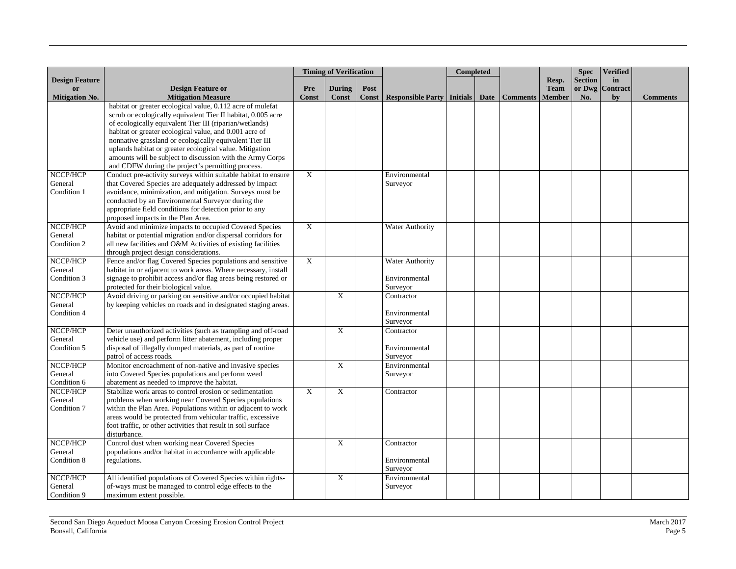| Design Feature or Mitigation No. | Design Feature or Mitigation Measure | Timing of Verification | | | Responsible Party | Completed | | Comments | Resp. Team Member | Spec Section or Dwg No. | Verified in Contract by | Comments |
|---|---|---|---|---|---|---|---|---|---|---|---|---|
| | | Pre Const | During Const | Post Const | | Initials | Date | | | | | |
| | habitat or greater ecological value, 0.112 acre of mulefat scrub or ecologically equivalent Tier II habitat, 0.005 acre of ecologically equivalent Tier III (riparian/wetlands) habitat or greater ecological value, and 0.001 acre of nonnative grassland or ecologically equivalent Tier III uplands habitat or greater ecological value. Mitigation amounts will be subject to discussion with the Army Corps and CDFW during the project's permitting process. | | | | | | | | | | | |
| NCCP/HCP General Condition 1 | Conduct pre-activity surveys within suitable habitat to ensure that Covered Species are adequately addressed by impact avoidance, minimization, and mitigation. Surveys must be conducted by an Environmental Surveyor during the appropriate field conditions for detection prior to any proposed impacts in the Plan Area. | X | | | Environmental Surveyor | | | | | | | |
| NCCP/HCP General Condition 2 | Avoid and minimize impacts to occupied Covered Species habitat or potential migration and/or dispersal corridors for all new facilities and O&M Activities of existing facilities through project design considerations. | X | | | Water Authority | | | | | | | |
| NCCP/HCP General Condition 3 | Fence and/or flag Covered Species populations and sensitive habitat in or adjacent to work areas. Where necessary, install signage to prohibit access and/or flag areas being restored or protected for their biological value. | X | | | Water Authority<br><br>Environmental Surveyor | | | | | | | |
| NCCP/HCP General Condition 4 | Avoid driving or parking on sensitive and/or occupied habitat by keeping vehicles on roads and in designated staging areas. | | X | | Contractor<br><br>Environmental Surveyor | | | | | | | |
| NCCP/HCP General Condition 5 | Deter unauthorized activities (such as trampling and off-road vehicle use) and perform litter abatement, including proper disposal of illegally dumped materials, as part of routine patrol of access roads. | | X | | Contractor<br><br>Environmental Surveyor | | | | | | | |
| NCCP/HCP General Condition 6 | Monitor encroachment of non-native and invasive species into Covered Species populations and perform weed abatement as needed to improve the habitat. | | X | | Environmental Surveyor | | | | | | | |
| NCCP/HCP General Condition 7 | Stabilize work areas to control erosion or sedimentation problems when working near Covered Species populations within the Plan Area. Populations within or adjacent to work areas would be protected from vehicular traffic, excessive foot traffic, or other activities that result in soil surface disturbance. | X | X | | Contractor | | | | | | | |
| NCCP/HCP General Condition 8 | Control dust when working near Covered Species populations and/or habitat in accordance with applicable regulations. | | X | | Contractor<br><br>Environmental Surveyor | | | | | | | |
| NCCP/HCP General Condition 9 | All identified populations of Covered Species within rights-of-ways must be managed to control edge effects to the maximum extent possible. | | X | | Environmental Surveyor | | | | | | | |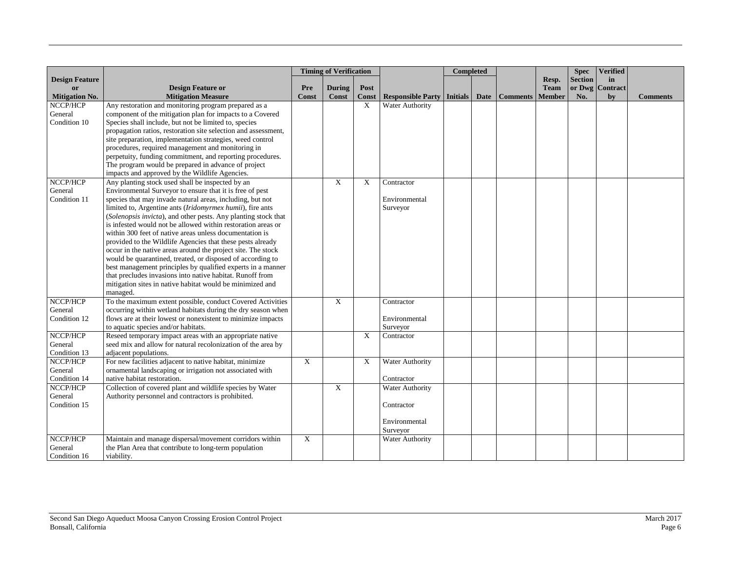| Design Feature or Mitigation No. | Design Feature or Mitigation Measure | Timing of Verification | | | Responsible Party | Completed | | Comments | Resp. Team Member | Spec Section or Dwg No. | Verified in Contract by | Comments |
|---|---|---|---|---|---|---|---|---|---|---|---|---|
| | | Pre Const | During Const | Post Const | | Initials | Date | | | | | |
| NCCP/HCP General Condition 10 | Any restoration and monitoring program prepared as a component of the mitigation plan for impacts to a Covered Species shall include, but not be limited to, species propagation ratios, restoration site selection and assessment, site preparation, implementation strategies, weed control procedures, required management and monitoring in perpetuity, funding commitment, and reporting procedures. The program would be prepared in advance of project impacts and approved by the Wildlife Agencies. | | | X | Water Authority | | | | | | | |
| NCCP/HCP General Condition 11 | Any planting stock used shall be inspected by an Environmental Surveyor to ensure that it is free of pest species that may invade natural areas, including, but not limited to, Argentine ants (*Iridomyrmex humii*), fire ants (*Solenopsis invicta*), and other pests. Any planting stock that is infested would not be allowed within restoration areas or within 300 feet of native areas unless documentation is provided to the Wildlife Agencies that these pests already occur in the native areas around the project site. The stock would be quarantined, treated, or disposed of according to best management principles by qualified experts in a manner that precludes invasions into native habitat. Runoff from mitigation sites in native habitat would be minimized and managed. | | X | X | Contractor<br><br>Environmental Surveyor | | | | | | | |
| NCCP/HCP General Condition 12 | To the maximum extent possible, conduct Covered Activities occurring within wetland habitats during the dry season when flows are at their lowest or nonexistent to minimize impacts to aquatic species and/or habitats. | | X | | Contractor<br><br>Environmental Surveyor | | | | | | | |
| NCCP/HCP General Condition 13 | Reseed temporary impact areas with an appropriate native seed mix and allow for natural recolonization of the area by adjacent populations. | | | X | Contractor | | | | | | | |
| NCCP/HCP General Condition 14 | For new facilities adjacent to native habitat, minimize ornamental landscaping or irrigation not associated with native habitat restoration. | X | | X | Water Authority<br><br>Contractor | | | | | | | |
| NCCP/HCP General Condition 15 | Collection of covered plant and wildlife species by Water Authority personnel and contractors is prohibited. | | X | | Water Authority<br><br>Contractor<br><br>Environmental Surveyor | | | | | | | |
| NCCP/HCP General Condition 16 | Maintain and manage dispersal/movement corridors within the Plan Area that contribute to long-term population viability. | X | | | Water Authority | | | | | | | |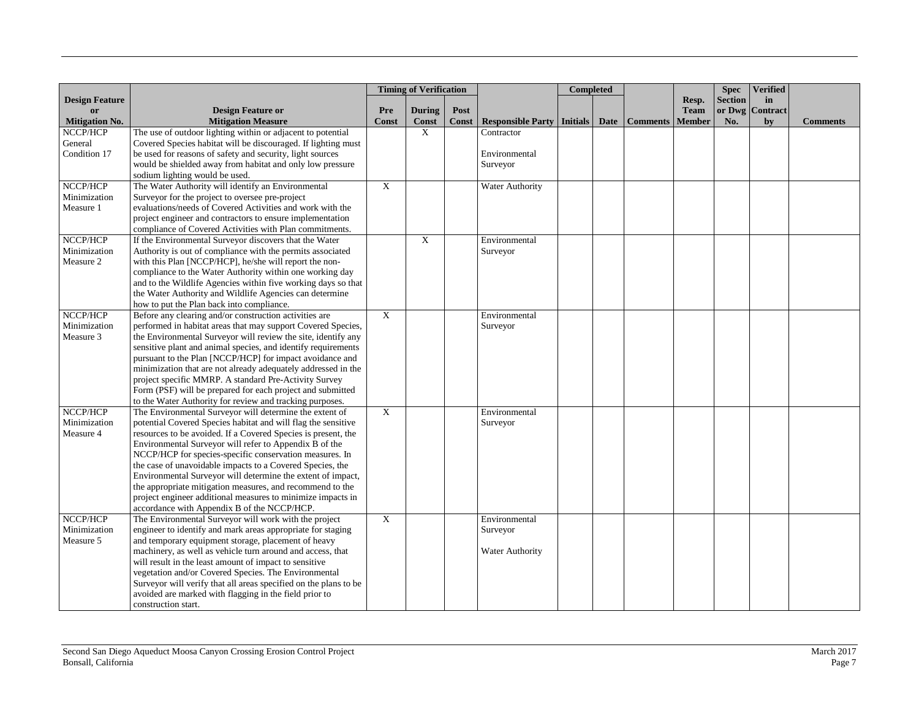| Design Feature or Mitigation No. | Design Feature or Mitigation Measure | Timing of Verification | | | Responsible Party | Completed | | Comments | Resp. Team Member | Spec Section or Dwg No. | Verified in Contract by | Comments |
|---|---|---|---|---|---|---|---|---|---|---|---|---|
| | | Pre Const | During Const | Post Const | | Initials | Date | | | | | |
| NCCP/HCP General Condition 17 | The use of outdoor lighting within or adjacent to potential Covered Species habitat will be discouraged. If lighting must be used for reasons of safety and security, light sources would be shielded away from habitat and only low pressure sodium lighting would be used. | | X | | Contractor<br><br>Environmental Surveyor | | | | | | | |
| NCCP/HCP Minimization Measure 1 | The Water Authority will identify an Environmental Surveyor for the project to oversee pre-project evaluations/needs of Covered Activities and work with the project engineer and contractors to ensure implementation compliance of Covered Activities with Plan commitments. | X | | | Water Authority | | | | | | | |
| NCCP/HCP Minimization Measure 2 | If the Environmental Surveyor discovers that the Water Authority is out of compliance with the permits associated with this Plan [NCCP/HCP], he/she will report the non-compliance to the Water Authority within one working day and to the Wildlife Agencies within five working days so that the Water Authority and Wildlife Agencies can determine how to put the Plan back into compliance. | | X | | Environmental Surveyor | | | | | | | |
| NCCP/HCP Minimization Measure 3 | Before any clearing and/or construction activities are performed in habitat areas that may support Covered Species, the Environmental Surveyor will review the site, identify any sensitive plant and animal species, and identify requirements pursuant to the Plan [NCCP/HCP] for impact avoidance and minimization that are not already adequately addressed in the project specific MMRP. A standard Pre-Activity Survey Form (PSF) will be prepared for each project and submitted to the Water Authority for review and tracking purposes. | X | | | Environmental Surveyor | | | | | | | |
| NCCP/HCP Minimization Measure 4 | The Environmental Surveyor will determine the extent of potential Covered Species habitat and will flag the sensitive resources to be avoided. If a Covered Species is present, the Environmental Surveyor will refer to Appendix B of the NCCP/HCP for species-specific conservation measures. In the case of unavoidable impacts to a Covered Species, the Environmental Surveyor will determine the extent of impact, the appropriate mitigation measures, and recommend to the project engineer additional measures to minimize impacts in accordance with Appendix B of the NCCP/HCP. | X | | | Environmental Surveyor | | | | | | | |
| NCCP/HCP Minimization Measure 5 | The Environmental Surveyor will work with the project engineer to identify and mark areas appropriate for staging and temporary equipment storage, placement of heavy machinery, as well as vehicle turn around and access, that will result in the least amount of impact to sensitive vegetation and/or Covered Species. The Environmental Surveyor will verify that all areas specified on the plans to be avoided are marked with flagging in the field prior to construction start. | X | | | Environmental Surveyor<br><br>Water Authority | | | | | | | |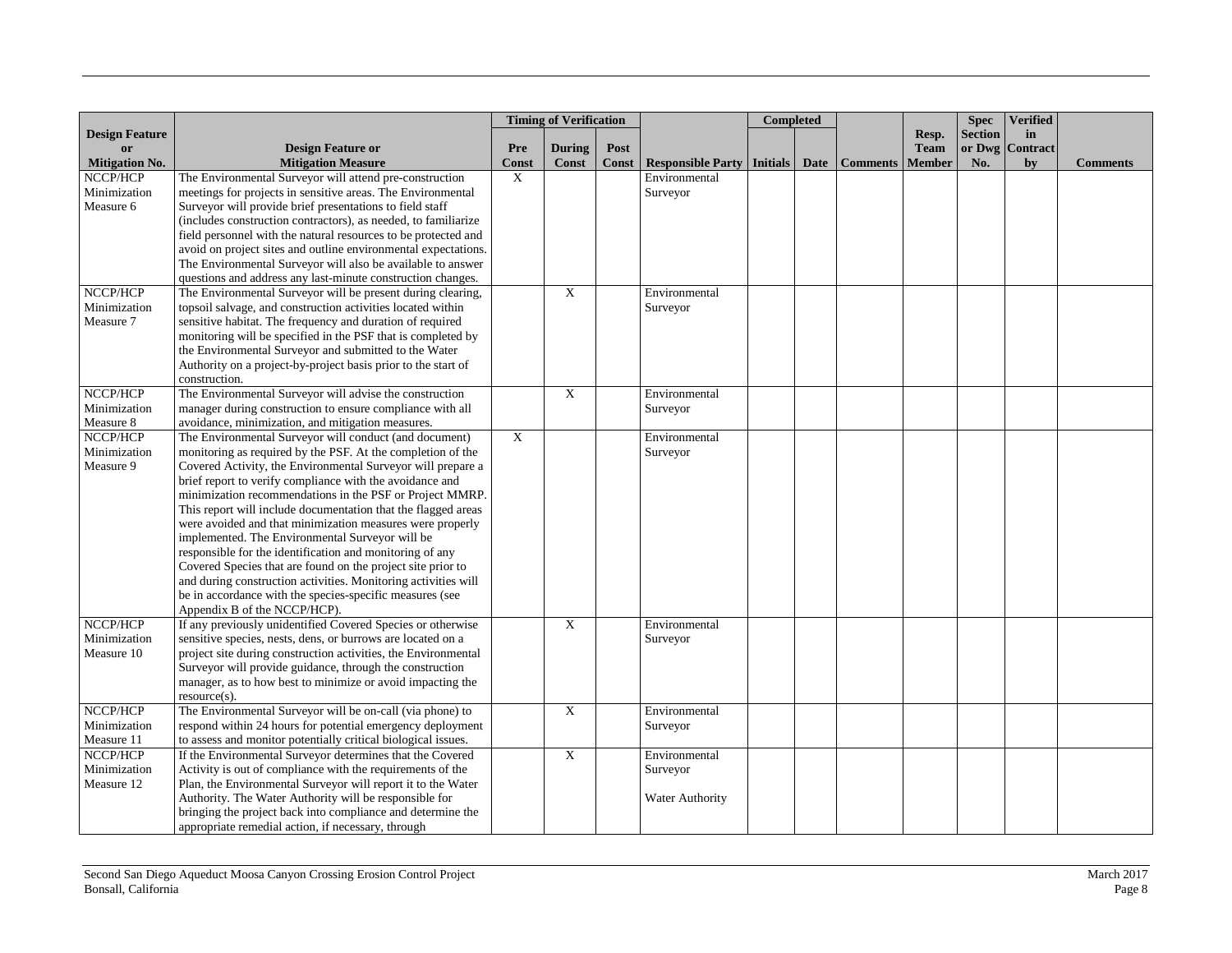| Design Feature or Mitigation No. | Design Feature or Mitigation Measure | Timing of Verification | | | Responsible Party | Completed | | Comments | Resp. Team Member | Spec Section or Dwg No. | Verified in Contract by | Comments |
|---|---|---|---|---|---|---|---|---|---|---|---|---|
| | | Pre Const | During Const | Post Const | | Initials | Date | | | | | |
| NCCP/HCP Minimization Measure 6 | The Environmental Surveyor will attend pre-construction meetings for projects in sensitive areas. The Environmental Surveyor will provide brief presentations to field staff (includes construction contractors), as needed, to familiarize field personnel with the natural resources to be protected and avoid on project sites and outline environmental expectations. The Environmental Surveyor will also be available to answer questions and address any last-minute construction changes. | X | | | Environmental Surveyor | | | | | | | |
| NCCP/HCP Minimization Measure 7 | The Environmental Surveyor will be present during clearing, topsoil salvage, and construction activities located within sensitive habitat. The frequency and duration of required monitoring will be specified in the PSF that is completed by the Environmental Surveyor and submitted to the Water Authority on a project-by-project basis prior to the start of construction. | | X | | Environmental Surveyor | | | | | | | |
| NCCP/HCP Minimization Measure 8 | The Environmental Surveyor will advise the construction manager during construction to ensure compliance with all avoidance, minimization, and mitigation measures. | | X | | Environmental Surveyor | | | | | | | |
| NCCP/HCP Minimization Measure 9 | The Environmental Surveyor will conduct (and document) monitoring as required by the PSF. At the completion of the Covered Activity, the Environmental Surveyor will prepare a brief report to verify compliance with the avoidance and minimization recommendations in the PSF or Project MMRP. This report will include documentation that the flagged areas were avoided and that minimization measures were properly implemented. The Environmental Surveyor will be responsible for the identification and monitoring of any Covered Species that are found on the project site prior to and during construction activities. Monitoring activities will be in accordance with the species-specific measures (see Appendix B of the NCCP/HCP). | X | | | Environmental Surveyor | | | | | | | |
| NCCP/HCP Minimization Measure 10 | If any previously unidentified Covered Species or otherwise sensitive species, nests, dens, or burrows are located on a project site during construction activities, the Environmental Surveyor will provide guidance, through the construction manager, as to how best to minimize or avoid impacting the resource(s). | | X | | Environmental Surveyor | | | | | | | |
| NCCP/HCP Minimization Measure 11 | The Environmental Surveyor will be on-call (via phone) to respond within 24 hours for potential emergency deployment to assess and monitor potentially critical biological issues. | | X | | Environmental Surveyor | | | | | | | |
| NCCP/HCP Minimization Measure 12 | If the Environmental Surveyor determines that the Covered Activity is out of compliance with the requirements of the Plan, the Environmental Surveyor will report it to the Water Authority. The Water Authority will be responsible for bringing the project back into compliance and determine the appropriate remedial action, if necessary, through | | X | | Environmental Surveyor<br><br>Water Authority | | | | | | | |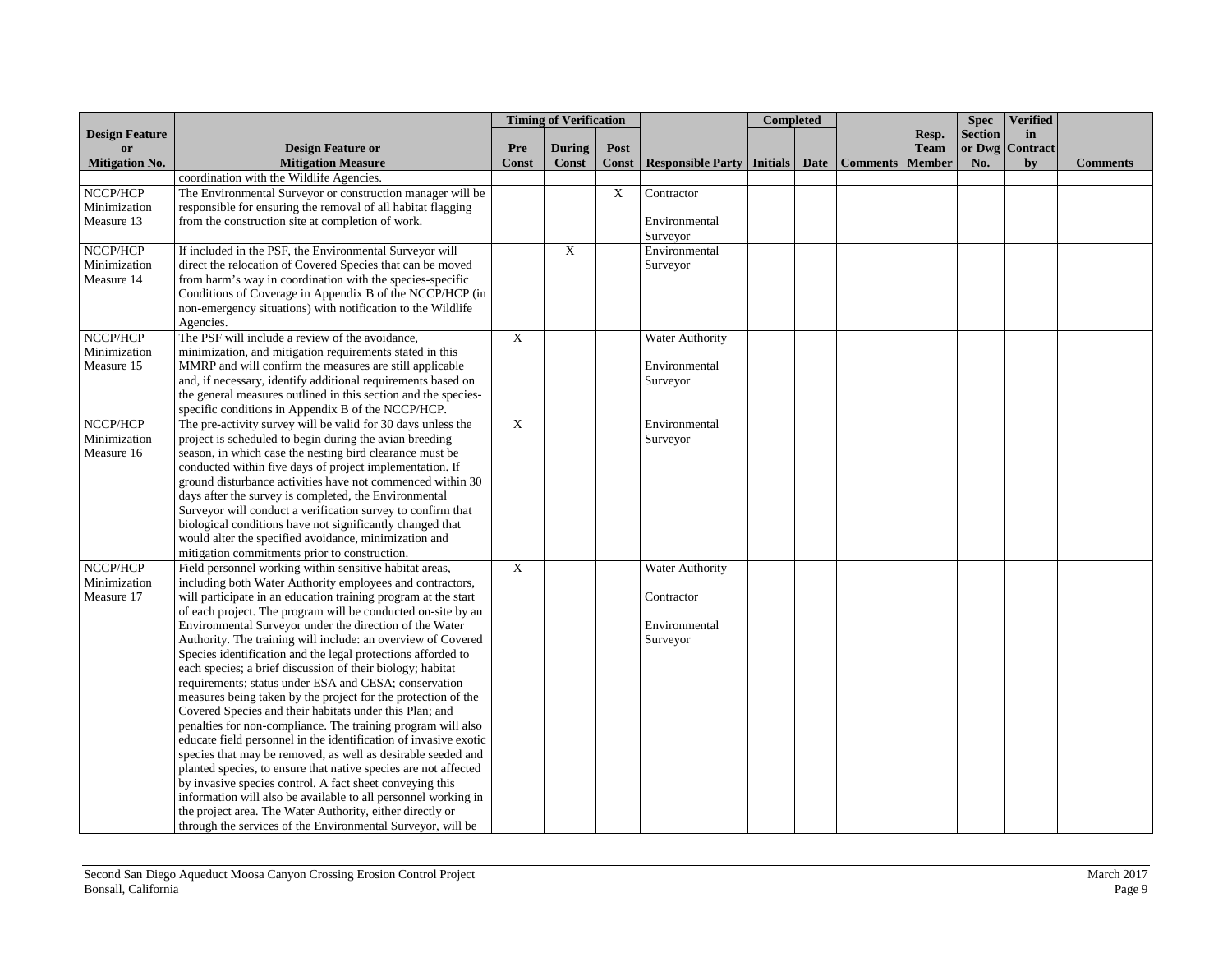| Design Feature or Mitigation No. | Design Feature or Mitigation Measure | Timing of Verification | | | Responsible Party | Completed | | Comments | Resp. Team Member | Spec Section or Dwg No. | Verified in Contract by | Comments |
|---|---|---|---|---|---|---|---|---|---|---|---|---|
| | | Pre Const | During Const | Post Const | | Initials | Date | | | | | |
| | coordination with the Wildlife Agencies. | | | | | | | | | | | |
| NCCP/HCP Minimization Measure 13 | The Environmental Surveyor or construction manager will be responsible for ensuring the removal of all habitat flagging from the construction site at completion of work. | | | X | Contractor<br><br>Environmental Surveyor | | | | | | | |
| NCCP/HCP Minimization Measure 14 | If included in the PSF, the Environmental Surveyor will direct the relocation of Covered Species that can be moved from harm's way in coordination with the species-specific Conditions of Coverage in Appendix B of the NCCP/HCP (in non-emergency situations) with notification to the Wildlife Agencies. | | X | | Environmental Surveyor | | | | | | | |
| NCCP/HCP Minimization Measure 15 | The PSF will include a review of the avoidance, minimization, and mitigation requirements stated in this MMRP and will confirm the measures are still applicable and, if necessary, identify additional requirements based on the general measures outlined in this section and the species-specific conditions in Appendix B of the NCCP/HCP. | X | | | Water Authority<br><br>Environmental Surveyor | | | | | | | |
| NCCP/HCP Minimization Measure 16 | The pre-activity survey will be valid for 30 days unless the project is scheduled to begin during the avian breeding season, in which case the nesting bird clearance must be conducted within five days of project implementation. If ground disturbance activities have not commenced within 30 days after the survey is completed, the Environmental Surveyor will conduct a verification survey to confirm that biological conditions have not significantly changed that would alter the specified avoidance, minimization and mitigation commitments prior to construction. | X | | | Environmental Surveyor | | | | | | | |
| NCCP/HCP Minimization Measure 17 | Field personnel working within sensitive habitat areas, including both Water Authority employees and contractors, will participate in an education training program at the start of each project. The program will be conducted on-site by an Environmental Surveyor under the direction of the Water Authority. The training will include: an overview of Covered Species identification and the legal protections afforded to each species; a brief discussion of their biology; habitat requirements; status under ESA and CESA; conservation measures being taken by the project for the protection of the Covered Species and their habitats under this Plan; and penalties for non-compliance. The training program will also educate field personnel in the identification of invasive exotic species that may be removed, as well as desirable seeded and planted species, to ensure that native species are not affected by invasive species control. A fact sheet conveying this information will also be available to all personnel working in the project area. The Water Authority, either directly or through the services of the Environmental Surveyor, will be | X | | | Water Authority<br><br>Contractor<br><br>Environmental Surveyor | | | | | | | |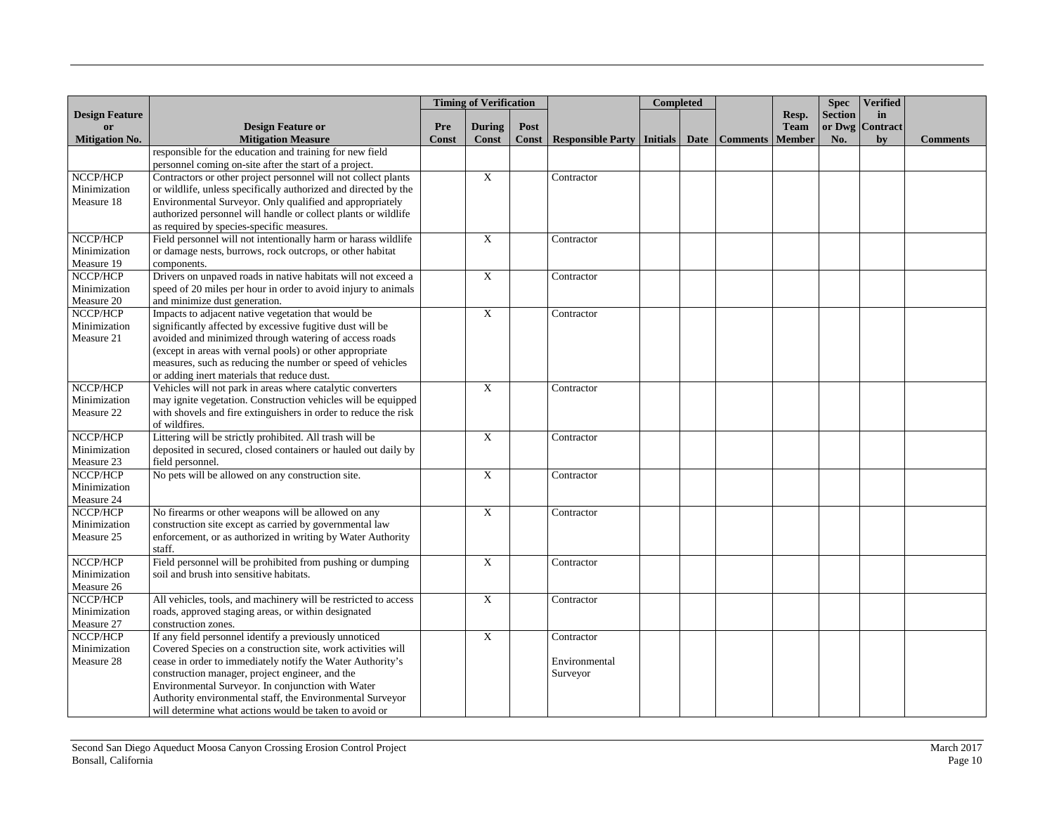| Design Feature or Mitigation No. | Design Feature or Mitigation Measure | Timing of Verification | | | Responsible Party | Completed | | Comments | Resp. Team Member | Spec Section or Dwg No. | Verified in Contract by | Comments |
|---|---|---|---|---|---|---|---|---|---|---|---|---|
| | | Pre Const | During Const | Post Const | | Initials | Date | | | | | |
| | responsible for the education and training for new field personnel coming on-site after the start of a project. | | | | | | | | | | | |
| NCCP/HCP Minimization Measure 18 | Contractors or other project personnel will not collect plants or wildlife, unless specifically authorized and directed by the Environmental Surveyor. Only qualified and appropriately authorized personnel will handle or collect plants or wildlife as required by species-specific measures. | | X | | Contractor | | | | | | | |
| NCCP/HCP Minimization Measure 19 | Field personnel will not intentionally harm or harass wildlife or damage nests, burrows, rock outcrops, or other habitat components. | | X | | Contractor | | | | | | | |
| NCCP/HCP Minimization Measure 20 | Drivers on unpaved roads in native habitats will not exceed a speed of 20 miles per hour in order to avoid injury to animals and minimize dust generation. | | X | | Contractor | | | | | | | |
| NCCP/HCP Minimization Measure 21 | Impacts to adjacent native vegetation that would be significantly affected by excessive fugitive dust will be avoided and minimized through watering of access roads (except in areas with vernal pools) or other appropriate measures, such as reducing the number or speed of vehicles or adding inert materials that reduce dust. | | X | | Contractor | | | | | | | |
| NCCP/HCP Minimization Measure 22 | Vehicles will not park in areas where catalytic converters may ignite vegetation. Construction vehicles will be equipped with shovels and fire extinguishers in order to reduce the risk of wildfires. | | X | | Contractor | | | | | | | |
| NCCP/HCP Minimization Measure 23 | Littering will be strictly prohibited. All trash will be deposited in secured, closed containers or hauled out daily by field personnel. | | X | | Contractor | | | | | | | |
| NCCP/HCP Minimization Measure 24 | No pets will be allowed on any construction site. | | X | | Contractor | | | | | | | |
| NCCP/HCP Minimization Measure 25 | No firearms or other weapons will be allowed on any construction site except as carried by governmental law enforcement, or as authorized in writing by Water Authority staff. | | X | | Contractor | | | | | | | |
| NCCP/HCP Minimization Measure 26 | Field personnel will be prohibited from pushing or dumping soil and brush into sensitive habitats. | | X | | Contractor | | | | | | | |
| NCCP/HCP Minimization Measure 27 | All vehicles, tools, and machinery will be restricted to access roads, approved staging areas, or within designated construction zones. | | X | | Contractor | | | | | | | |
| NCCP/HCP Minimization Measure 28 | If any field personnel identify a previously unnoticed Covered Species on a construction site, work activities will cease in order to immediately notify the Water Authority's construction manager, project engineer, and the Environmental Surveyor. In conjunction with Water Authority environmental staff, the Environmental Surveyor will determine what actions would be taken to avoid or | | X | | Contractor<br><br>Environmental Surveyor | | | | | | | |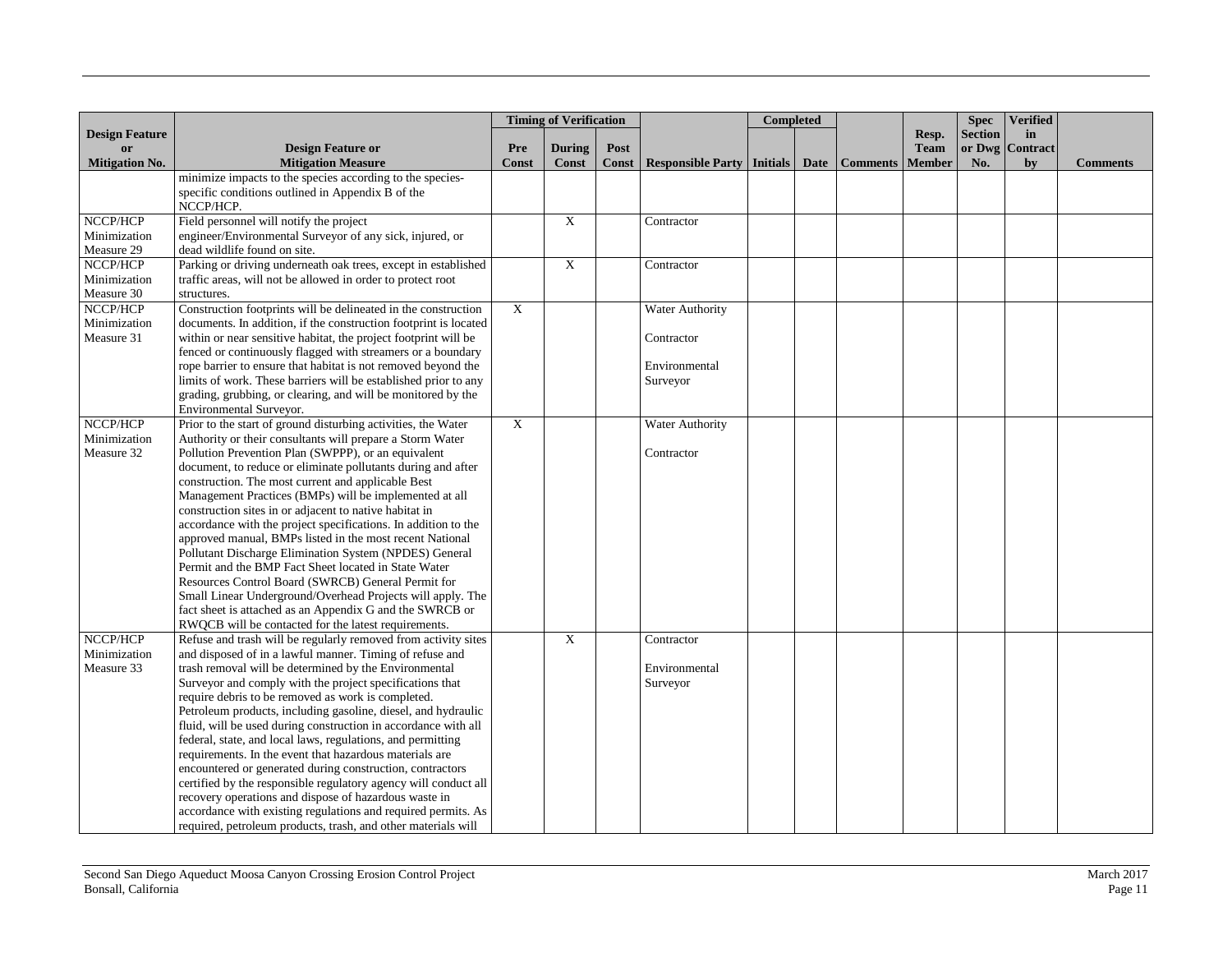| Design Feature or Mitigation No. | Design Feature or Mitigation Measure | Timing of Verification | | | Responsible Party | Completed | | | Resp. Team Member | Spec Section or Dwg No. | Verified in Contract by | Comments |
|---|---|---|---|---|---|---|---|---|---|---|---|---|
| | | Pre Const | During Const | Post Const | | Initials | Date | Comments | | | | |
| | minimize impacts to the species according to the species-specific conditions outlined in Appendix B of the NCCP/HCP. | | | | | | | | | | | |
| NCCP/HCP Minimization Measure 29 | Field personnel will notify the project engineer/Environmental Surveyor of any sick, injured, or dead wildlife found on site. | | X | | Contractor | | | | | | | |
| NCCP/HCP Minimization Measure 30 | Parking or driving underneath oak trees, except in established traffic areas, will not be allowed in order to protect root structures. | | X | | Contractor | | | | | | | |
| NCCP/HCP Minimization Measure 31 | Construction footprints will be delineated in the construction documents. In addition, if the construction footprint is located within or near sensitive habitat, the project footprint will be fenced or continuously flagged with streamers or a boundary rope barrier to ensure that habitat is not removed beyond the limits of work. These barriers will be established prior to any grading, grubbing, or clearing, and will be monitored by the Environmental Surveyor. | X | | | Water Authority<br><br>Contractor<br><br>Environmental Surveyor | | | | | | | |
| NCCP/HCP Minimization Measure 32 | Prior to the start of ground disturbing activities, the Water Authority or their consultants will prepare a Storm Water Pollution Prevention Plan (SWPPP), or an equivalent document, to reduce or eliminate pollutants during and after construction. The most current and applicable Best Management Practices (BMPs) will be implemented at all construction sites in or adjacent to native habitat in accordance with the project specifications. In addition to the approved manual, BMPs listed in the most recent National Pollutant Discharge Elimination System (NPDES) General Permit and the BMP Fact Sheet located in State Water Resources Control Board (SWRCB) General Permit for Small Linear Underground/Overhead Projects will apply. The fact sheet is attached as an Appendix G and the SWRCB or RWQCB will be contacted for the latest requirements. | X | | | Water Authority<br><br>Contractor | | | | | | | |
| NCCP/HCP Minimization Measure 33 | Refuse and trash will be regularly removed from activity sites and disposed of in a lawful manner. Timing of refuse and trash removal will be determined by the Environmental Surveyor and comply with the project specifications that require debris to be removed as work is completed. Petroleum products, including gasoline, diesel, and hydraulic fluid, will be used during construction in accordance with all federal, state, and local laws, regulations, and permitting requirements. In the event that hazardous materials are encountered or generated during construction, contractors certified by the responsible regulatory agency will conduct all recovery operations and dispose of hazardous waste in accordance with existing regulations and required permits. As required, petroleum products, trash, and other materials will | | X | | Contractor<br><br>Environmental Surveyor | | | | | | | |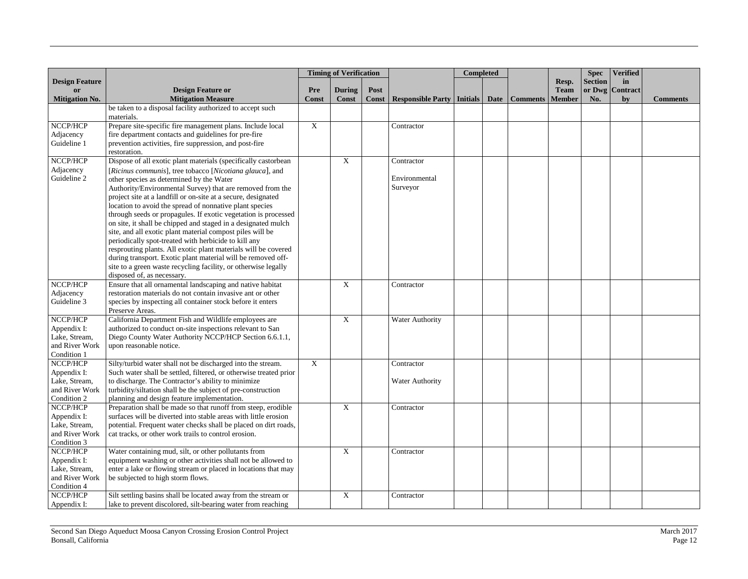| Design Feature or Mitigation No. | Design Feature or Mitigation Measure | Timing of Verification | | | Responsible Party | Completed | | Comments | Resp. Team Member | Spec Section or Dwg No. | Verified in Contract by | Comments |
|---|---|---|---|---|---|---|---|---|---|---|---|---|
| | | Pre Const | During Const | Post Const | | Initials | Date | | | | | |
| | be taken to a disposal facility authorized to accept such materials. | | | | | | | | | | | |
| NCCP/HCP Adjacency Guideline 1 | Prepare site-specific fire management plans. Include local fire department contacts and guidelines for pre-fire prevention activities, fire suppression, and post-fire restoration. | X | | | Contractor | | | | | | | |
| NCCP/HCP Adjacency Guideline 2 | Dispose of all exotic plant materials (specifically castorbean [*Ricinus communis*], tree tobacco [*Nicotiana glauca*], and other species as determined by the Water Authority/Environmental Survey) that are removed from the project site at a landfill or on-site at a secure, designated location to avoid the spread of nonnative plant species through seeds or propagules. If exotic vegetation is processed on site, it shall be chipped and staged in a designated mulch site, and all exotic plant material compost piles will be periodically spot-treated with herbicide to kill any resprouting plants. All exotic plant materials will be covered during transport. Exotic plant material will be removed off-site to a green waste recycling facility, or otherwise legally disposed of, as necessary. | | X | | Contractor<br><br>Environmental Surveyor | | | | | | | |
| NCCP/HCP Adjacency Guideline 3 | Ensure that all ornamental landscaping and native habitat restoration materials do not contain invasive ant or other species by inspecting all container stock before it enters Preserve Areas. | | X | | Contractor | | | | | | | |
| NCCP/HCP Appendix I: Lake, Stream, and River Work Condition 1 | California Department Fish and Wildlife employees are authorized to conduct on-site inspections relevant to San Diego County Water Authority NCCP/HCP Section 6.6.1.1, upon reasonable notice. | | X | | Water Authority | | | | | | | |
| NCCP/HCP Appendix I: Lake, Stream, and River Work Condition 2 | Silty/turbid water shall not be discharged into the stream. Such water shall be settled, filtered, or otherwise treated prior to discharge. The Contractor's ability to minimize turbidity/siltation shall be the subject of pre-construction planning and design feature implementation. | X | | | Contractor<br><br>Water Authority | | | | | | | |
| NCCP/HCP Appendix I: Lake, Stream, and River Work Condition 3 | Preparation shall be made so that runoff from steep, erodible surfaces will be diverted into stable areas with little erosion potential. Frequent water checks shall be placed on dirt roads, cat tracks, or other work trails to control erosion. | | X | | Contractor | | | | | | | |
| NCCP/HCP Appendix I: Lake, Stream, and River Work Condition 4 | Water containing mud, silt, or other pollutants from equipment washing or other activities shall not be allowed to enter a lake or flowing stream or placed in locations that may be subjected to high storm flows. | | X | | Contractor | | | | | | | |
| NCCP/HCP Appendix I: | Silt settling basins shall be located away from the stream or lake to prevent discolored, silt-bearing water from reaching | | X | | Contractor | | | | | | | |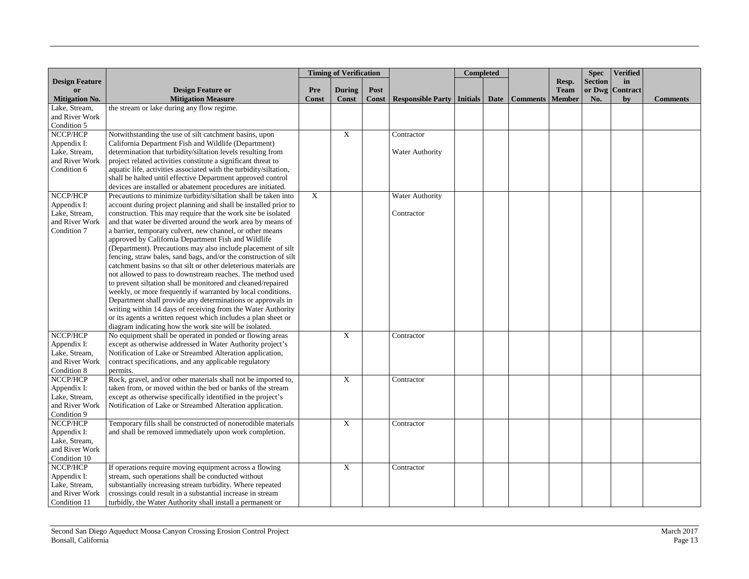| Design Feature or Mitigation No. | Design Feature or Mitigation Measure | Timing of Verification | | | Responsible Party | Completed | | Comments | Resp. Team Member | Spec Section or Dwg No. | Verified in Contract by | Comments |
|---|---|---|---|---|---|---|---|---|---|---|---|---|
| | | Pre Const | During Const | Post Const | | Initials | Date | | | | | |
| Lake, Stream, and River Work Condition 5 | the stream or lake during any flow regime. | | | | | | | | | | | |
| NCCP/HCP Appendix I: Lake, Stream, and River Work Condition 6 | Notwithstanding the use of silt catchment basins, upon California Department Fish and Wildlife (Department) determination that turbidity/siltation levels resulting from project related activities constitute a significant threat to aquatic life, activities associated with the turbidity/siltation, shall be halted until effective Department approved control devices are installed or abatement procedures are initiated. | | X | | Contractor<br><br>Water Authority | | | | | | | |
| NCCP/HCP Appendix I: Lake, Stream, and River Work Condition 7 | Precautions to minimize turbidity/siltation shall be taken into account during project planning and shall be installed prior to construction. This may require that the work site be isolated and that water be diverted around the work area by means of a barrier, temporary culvert, new channel, or other means approved by California Department Fish and Wildlife (Department). Precautions may also include placement of silt fencing, straw bales, sand bags, and/or the construction of silt catchment basins so that silt or other deleterious materials are not allowed to pass to downstream reaches. The method used to prevent siltation shall be monitored and cleaned/repaired weekly, or more frequently if warranted by local conditions. Department shall provide any determinations or approvals in writing within 14 days of receiving from the Water Authority or its agents a written request which includes a plan sheet or diagram indicating how the work site will be isolated. | X | | | Water Authority<br><br>Contractor | | | | | | | |
| NCCP/HCP Appendix I: Lake, Stream, and River Work Condition 8 | No equipment shall be operated in ponded or flowing areas except as otherwise addressed in Water Authority project's Notification of Lake or Streambed Alteration application, contract specifications, and any applicable regulatory permits. | | X | | Contractor | | | | | | | |
| NCCP/HCP Appendix I: Lake, Stream, and River Work Condition 9 | Rock, gravel, and/or other materials shall not be imported to, taken from, or moved within the bed or banks of the stream except as otherwise specifically identified in the project's Notification of Lake or Streambed Alteration application. | | X | | Contractor | | | | | | | |
| NCCP/HCP Appendix I: Lake, Stream, and River Work Condition 10 | Temporary fills shall be constructed of nonerodible materials and shall be removed immediately upon work completion. | | X | | Contractor | | | | | | | |
| NCCP/HCP Appendix I: Lake, Stream, and River Work Condition 11 | If operations require moving equipment across a flowing stream, such operations shall be conducted without substantially increasing stream turbidity. Where repeated crossings could result in a substantial increase in stream turbidly, the Water Authority shall install a permanent or | | X | | Contractor | | | | | | | |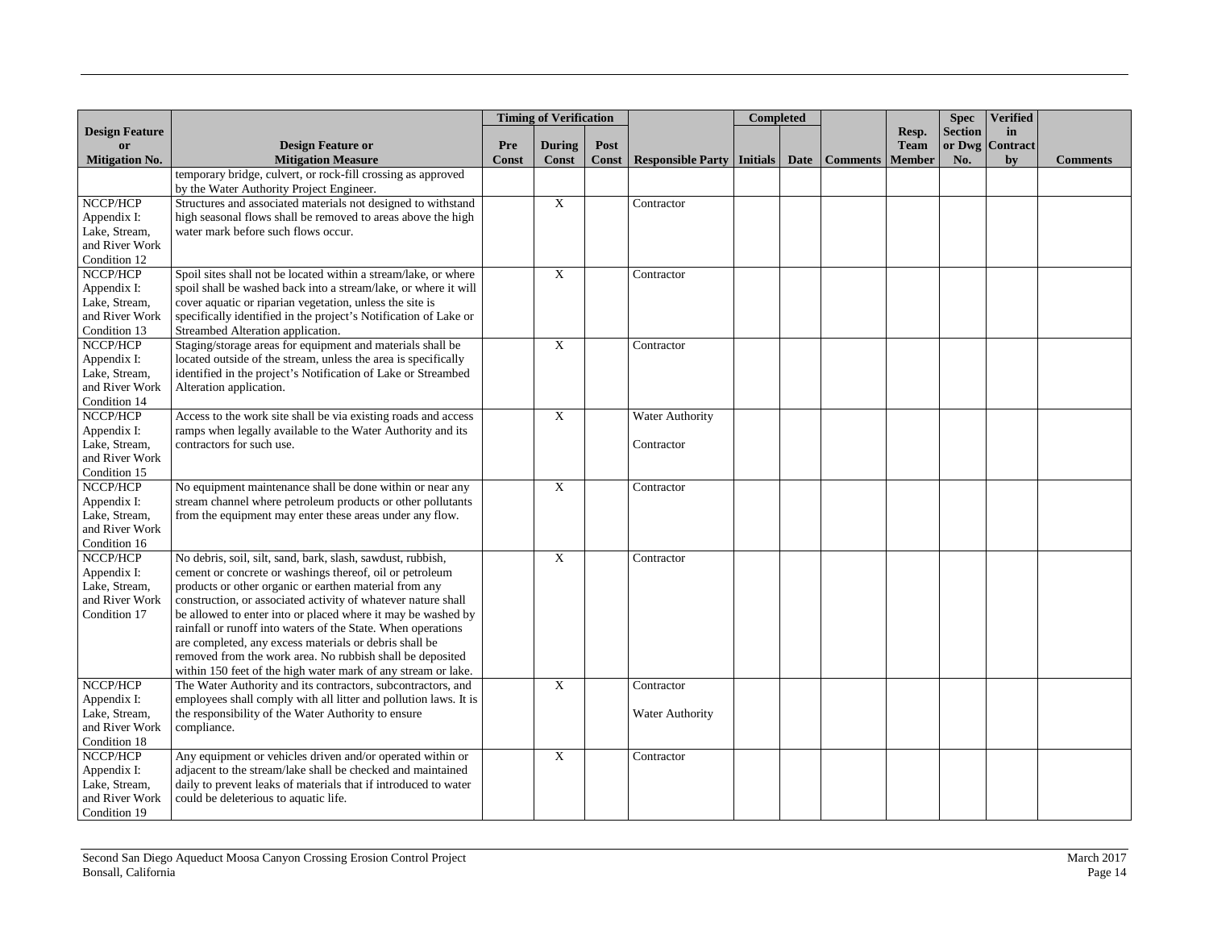| Design Feature or Mitigation No. | Design Feature or Mitigation Measure | Timing of Verification | | | Responsible Party | Completed | | Comments | Resp. Team Member | Spec Section or Dwg No. | Verified in Contract by | Comments |
|---|---|---|---|---|---|---|---|---|---|---|---|---|
| | | Pre Const | During Const | Post Const | | Initials | Date | | | | | |
| | temporary bridge, culvert, or rock-fill crossing as approved by the Water Authority Project Engineer. | | | | | | | | | | | |
| NCCP/HCP Appendix I: Lake, Stream, and River Work Condition 12 | Structures and associated materials not designed to withstand high seasonal flows shall be removed to areas above the high water mark before such flows occur. | | X | | Contractor | | | | | | | |
| NCCP/HCP Appendix I: Lake, Stream, and River Work Condition 13 | Spoil sites shall not be located within a stream/lake, or where spoil shall be washed back into a stream/lake, or where it will cover aquatic or riparian vegetation, unless the site is specifically identified in the project's Notification of Lake or Streambed Alteration application. | | X | | Contractor | | | | | | | |
| NCCP/HCP Appendix I: Lake, Stream, and River Work Condition 14 | Staging/storage areas for equipment and materials shall be located outside of the stream, unless the area is specifically identified in the project's Notification of Lake or Streambed Alteration application. | | X | | Contractor | | | | | | | |
| NCCP/HCP Appendix I: Lake, Stream, and River Work Condition 15 | Access to the work site shall be via existing roads and access ramps when legally available to the Water Authority and its contractors for such use. | | X | | Water Authority<br><br>Contractor | | | | | | | |
| NCCP/HCP Appendix I: Lake, Stream, and River Work Condition 16 | No equipment maintenance shall be done within or near any stream channel where petroleum products or other pollutants from the equipment may enter these areas under any flow. | | X | | Contractor | | | | | | | |
| NCCP/HCP Appendix I: Lake, Stream, and River Work Condition 17 | No debris, soil, silt, sand, bark, slash, sawdust, rubbish, cement or concrete or washings thereof, oil or petroleum products or other organic or earthen material from any construction, or associated activity of whatever nature shall be allowed to enter into or placed where it may be washed by rainfall or runoff into waters of the State. When operations are completed, any excess materials or debris shall be removed from the work area. No rubbish shall be deposited within 150 feet of the high water mark of any stream or lake. | | X | | Contractor | | | | | | | |
| NCCP/HCP Appendix I: Lake, Stream, and River Work Condition 18 | The Water Authority and its contractors, subcontractors, and employees shall comply with all litter and pollution laws. It is the responsibility of the Water Authority to ensure compliance. | | X | | Contractor<br><br>Water Authority | | | | | | | |
| NCCP/HCP Appendix I: Lake, Stream, and River Work Condition 19 | Any equipment or vehicles driven and/or operated within or adjacent to the stream/lake shall be checked and maintained daily to prevent leaks of materials that if introduced to water could be deleterious to aquatic life. | | X | | Contractor | | | | | | | |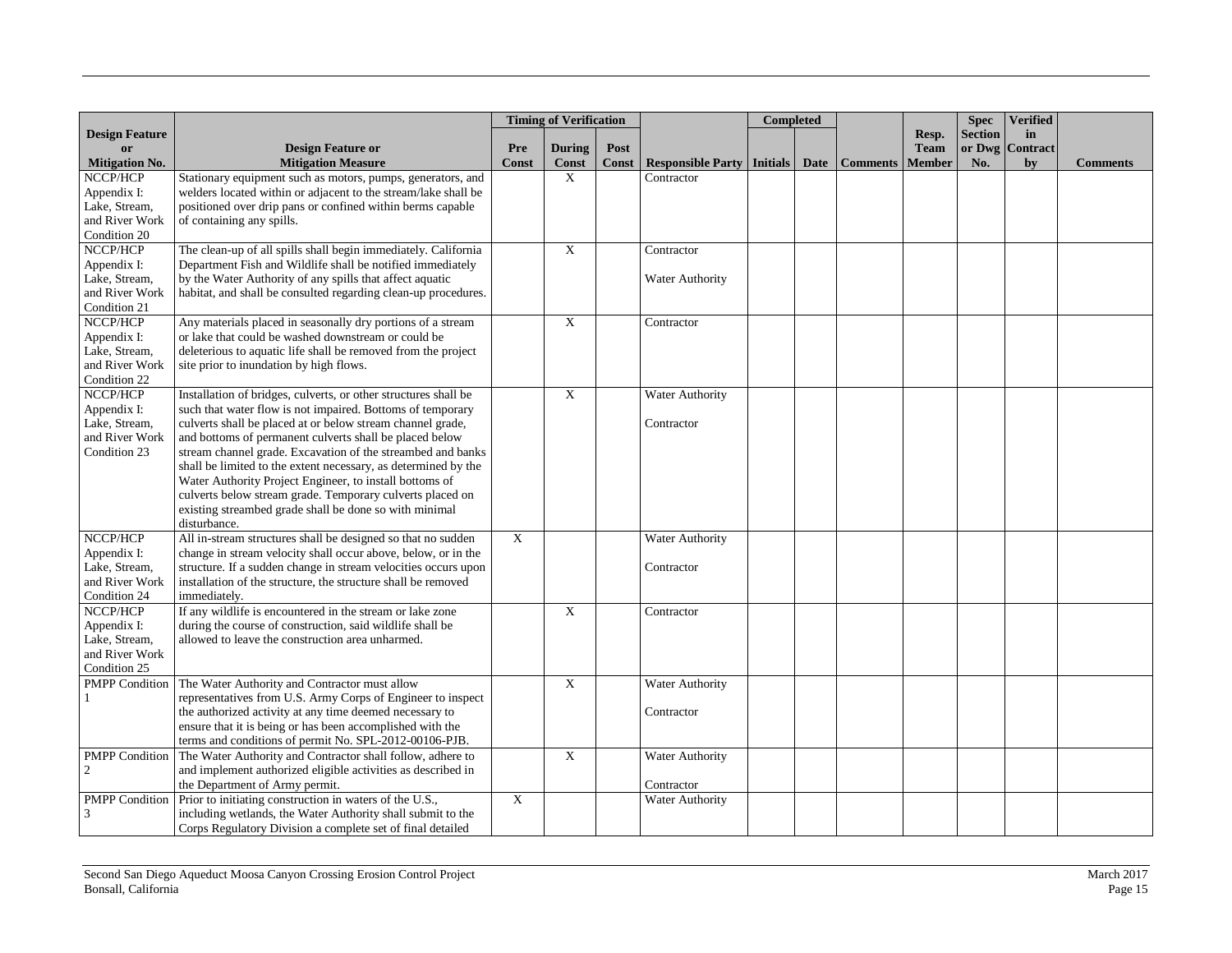| Design Feature or Mitigation No. | Design Feature or Mitigation Measure | Timing of Verification | | | Responsible Party | Completed | | Comments | Resp. Team Member | Spec Section or Dwg No. | Verified in Contract by | Comments |
|---|---|---|---|---|---|---|---|---|---|---|---|---|
| | | Pre Const | During Const | Post Const | | Initials | Date | | | | | |
| NCCP/HCP Appendix I: Lake, Stream, and River Work Condition 20 | Stationary equipment such as motors, pumps, generators, and welders located within or adjacent to the stream/lake shall be positioned over drip pans or confined within berms capable of containing any spills. | | X | | Contractor | | | | | | | |
| NCCP/HCP Appendix I: Lake, Stream, and River Work Condition 21 | The clean-up of all spills shall begin immediately. California Department Fish and Wildlife shall be notified immediately by the Water Authority of any spills that affect aquatic habitat, and shall be consulted regarding clean-up procedures. | | X | | Contractor<br><br>Water Authority | | | | | | | |
| NCCP/HCP Appendix I: Lake, Stream, and River Work Condition 22 | Any materials placed in seasonally dry portions of a stream or lake that could be washed downstream or could be deleterious to aquatic life shall be removed from the project site prior to inundation by high flows. | | X | | Contractor | | | | | | | |
| NCCP/HCP Appendix I: Lake, Stream, and River Work Condition 23 | Installation of bridges, culverts, or other structures shall be such that water flow is not impaired. Bottoms of temporary culverts shall be placed at or below stream channel grade, and bottoms of permanent culverts shall be placed below stream channel grade. Excavation of the streambed and banks shall be limited to the extent necessary, as determined by the Water Authority Project Engineer, to install bottoms of culverts below stream grade. Temporary culverts placed on existing streambed grade shall be done so with minimal disturbance. | | X | | Water Authority<br><br>Contractor | | | | | | | |
| NCCP/HCP Appendix I: Lake, Stream, and River Work Condition 24 | All in-stream structures shall be designed so that no sudden change in stream velocity shall occur above, below, or in the structure. If a sudden change in stream velocities occurs upon installation of the structure, the structure shall be removed immediately. | X | | | Water Authority<br><br>Contractor | | | | | | | |
| NCCP/HCP Appendix I: Lake, Stream, and River Work Condition 25 | If any wildlife is encountered in the stream or lake zone during the course of construction, said wildlife shall be allowed to leave the construction area unharmed. | | X | | Contractor | | | | | | | |
| PMPP Condition 1 | The Water Authority and Contractor must allow representatives from U.S. Army Corps of Engineer to inspect the authorized activity at any time deemed necessary to ensure that it is being or has been accomplished with the terms and conditions of permit No. SPL-2012-00106-PJB. | | X | | Water Authority<br><br>Contractor | | | | | | | |
| PMPP Condition 2 | The Water Authority and Contractor shall follow, adhere to and implement authorized eligible activities as described in the Department of Army permit. | | X | | Water Authority<br><br>Contractor | | | | | | | |
| PMPP Condition 3 | Prior to initiating construction in waters of the U.S., including wetlands, the Water Authority shall submit to the Corps Regulatory Division a complete set of final detailed | X | | | Water Authority | | | | | | | |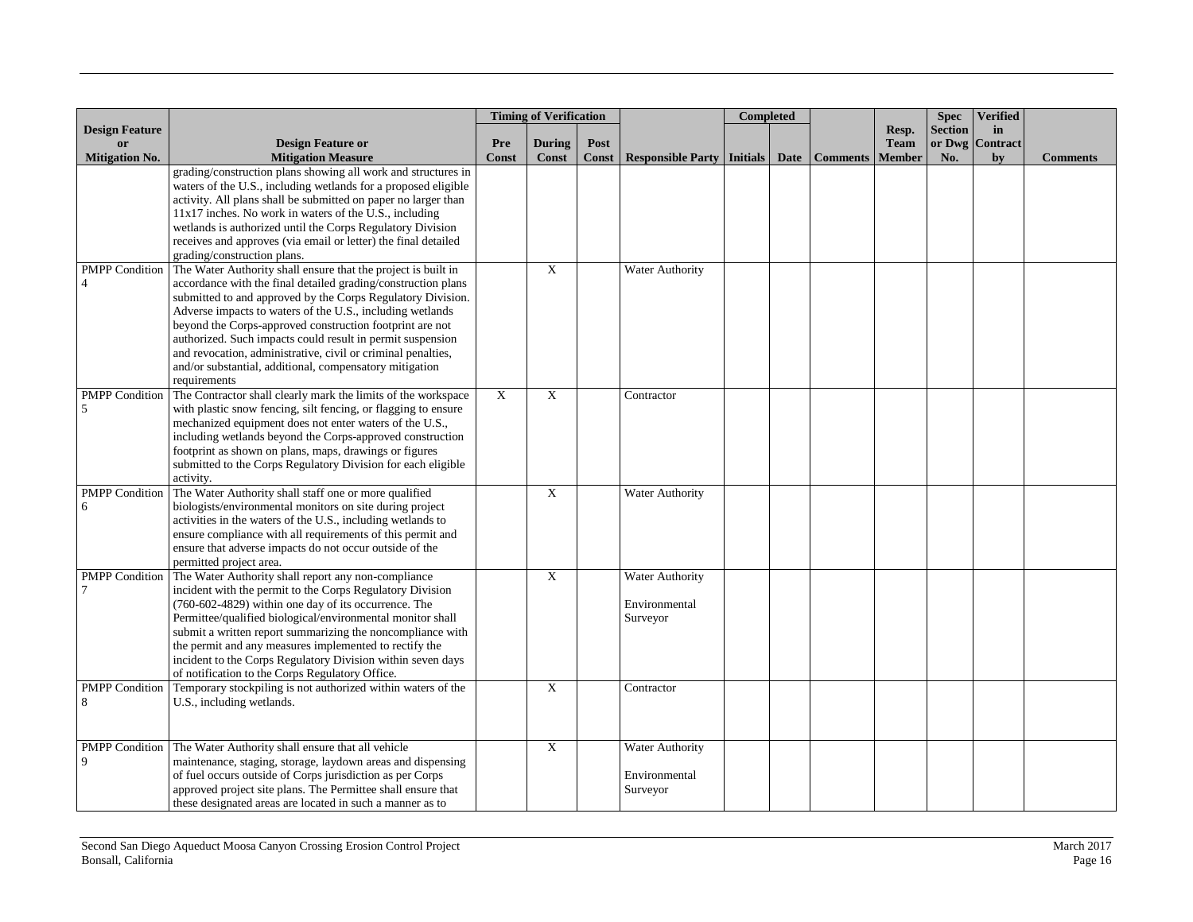| Design Feature or Mitigation No. | Design Feature or Mitigation Measure | Timing of Verification | | | Responsible Party | Completed | | Comments | Resp. Team Member | Spec Section or Dwg No. | Verified in Contract by | Comments |
|---|---|---|---|---|---|---|---|---|---|---|---|---|
| | | Pre Const | During Const | Post Const | | Initials | Date | | | | | |
| | grading/construction plans showing all work and structures in waters of the U.S., including wetlands for a proposed eligible activity. All plans shall be submitted on paper no larger than 11x17 inches. No work in waters of the U.S., including wetlands is authorized until the Corps Regulatory Division receives and approves (via email or letter) the final detailed grading/construction plans. | | | | | | | | | | | |
| PMPP Condition 4 | The Water Authority shall ensure that the project is built in accordance with the final detailed grading/construction plans submitted to and approved by the Corps Regulatory Division. Adverse impacts to waters of the U.S., including wetlands beyond the Corps-approved construction footprint are not authorized. Such impacts could result in permit suspension and revocation, administrative, civil or criminal penalties, and/or substantial, additional, compensatory mitigation requirements | | X | | Water Authority | | | | | | | |
| PMPP Condition 5 | The Contractor shall clearly mark the limits of the workspace with plastic snow fencing, silt fencing, or flagging to ensure mechanized equipment does not enter waters of the U.S., including wetlands beyond the Corps-approved construction footprint as shown on plans, maps, drawings or figures submitted to the Corps Regulatory Division for each eligible activity. | X | X | | Contractor | | | | | | | |
| PMPP Condition 6 | The Water Authority shall staff one or more qualified biologists/environmental monitors on site during project activities in the waters of the U.S., including wetlands to ensure compliance with all requirements of this permit and ensure that adverse impacts do not occur outside of the permitted project area. | | X | | Water Authority | | | | | | | |
| PMPP Condition 7 | The Water Authority shall report any non-compliance incident with the permit to the Corps Regulatory Division (760-602-4829) within one day of its occurrence. The Permittee/qualified biological/environmental monitor shall submit a written report summarizing the noncompliance with the permit and any measures implemented to rectify the incident to the Corps Regulatory Division within seven days of notification to the Corps Regulatory Office. | | X | | Water Authority<br><br>Environmental Surveyor | | | | | | | |
| PMPP Condition 8 | Temporary stockpiling is not authorized within waters of the U.S., including wetlands. | | X | | Contractor | | | | | | | |
| PMPP Condition 9 | The Water Authority shall ensure that all vehicle maintenance, staging, storage, laydown areas and dispensing of fuel occurs outside of Corps jurisdiction as per Corps approved project site plans. The Permittee shall ensure that these designated areas are located in such a manner as to | | X | | Water Authority<br><br>Environmental Surveyor | | | | | | | |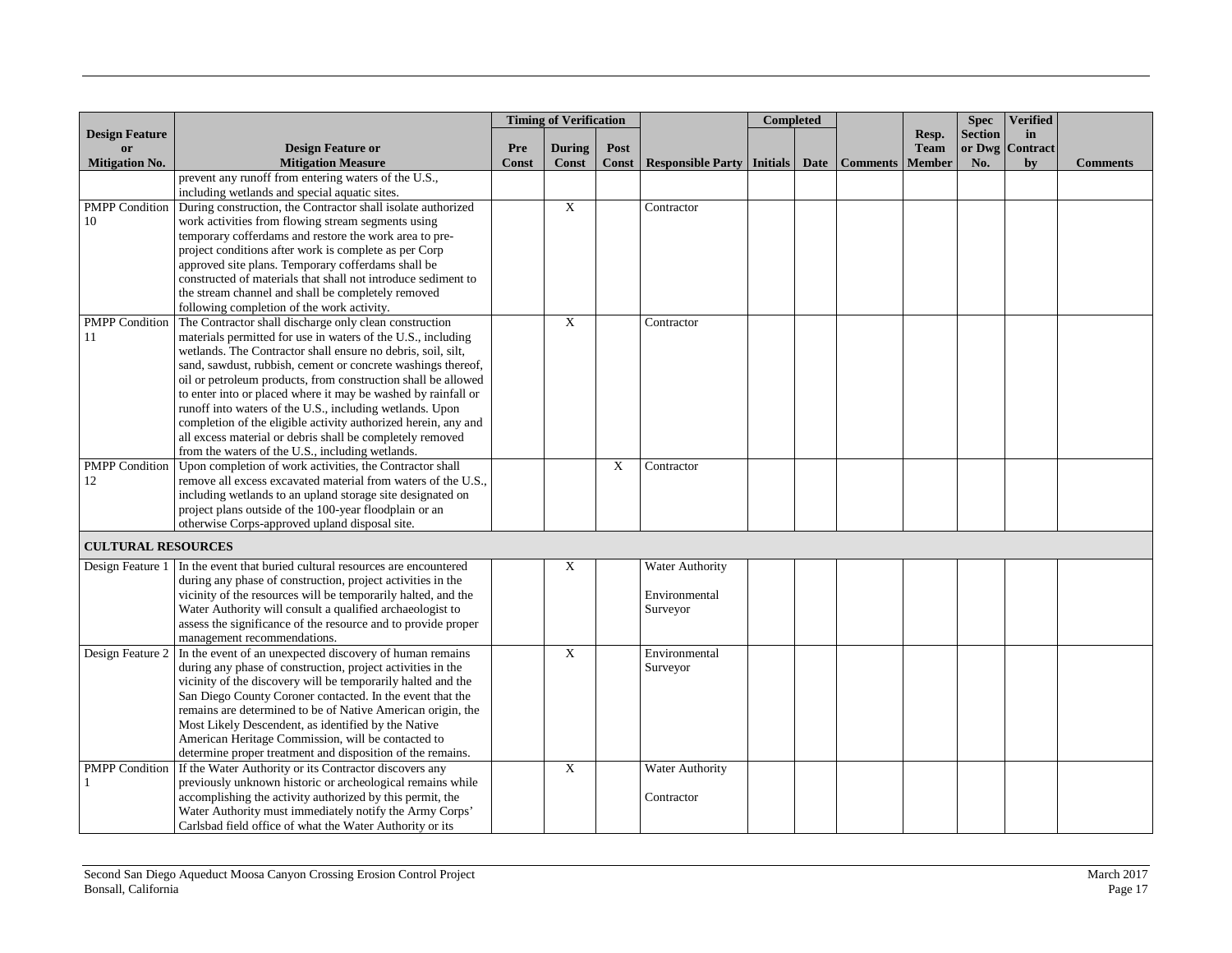| Design Feature or Mitigation No. | Design Feature or Mitigation Measure | Timing of Verification | | | Responsible Party | Completed | | Comments | Resp. Team Member | Spec Section or Dwg No. | Verified in Contract by | Comments |
|---|---|---|---|---|---|---|---|---|---|---|---|---|
| | | Pre Const | During Const | Post Const | | Initials | Date | | | | | |
| | prevent any runoff from entering waters of the U.S., including wetlands and special aquatic sites. | | | | | | | | | | | |
| PMPP Condition 10 | During construction, the Contractor shall isolate authorized work activities from flowing stream segments using temporary cofferdams and restore the work area to pre-project conditions after work is complete as per Corp approved site plans. Temporary cofferdams shall be constructed of materials that shall not introduce sediment to the stream channel and shall be completely removed following completion of the work activity. | | X | | Contractor | | | | | | | |
| PMPP Condition 11 | The Contractor shall discharge only clean construction materials permitted for use in waters of the U.S., including wetlands. The Contractor shall ensure no debris, soil, silt, sand, sawdust, rubbish, cement or concrete washings thereof, oil or petroleum products, from construction shall be allowed to enter into or placed where it may be washed by rainfall or runoff into waters of the U.S., including wetlands. Upon completion of the eligible activity authorized herein, any and all excess material or debris shall be completely removed from the waters of the U.S., including wetlands. | | X | | Contractor | | | | | | | |
| PMPP Condition 12 | Upon completion of work activities, the Contractor shall remove all excess excavated material from waters of the U.S., including wetlands to an upland storage site designated on project plans outside of the 100-year floodplain or an otherwise Corps-approved upland disposal site. | | | X | Contractor | | | | | | | |
| **CULTURAL RESOURCES** | | | | | | | | | | | | |
| Design Feature 1 | In the event that buried cultural resources are encountered during any phase of construction, project activities in the vicinity of the resources will be temporarily halted, and the Water Authority will consult a qualified archaeologist to assess the significance of the resource and to provide proper management recommendations. | | X | | Water Authority<br><br>Environmental Surveyor | | | | | | | |
| Design Feature 2 | In the event of an unexpected discovery of human remains during any phase of construction, project activities in the vicinity of the discovery will be temporarily halted and the San Diego County Coroner contacted. In the event that the remains are determined to be of Native American origin, the Most Likely Descendent, as identified by the Native American Heritage Commission, will be contacted to determine proper treatment and disposition of the remains. | | X | | Environmental Surveyor | | | | | | | |
| PMPP Condition 1 | If the Water Authority or its Contractor discovers any previously unknown historic or archeological remains while accomplishing the activity authorized by this permit, the Water Authority must immediately notify the Army Corps' Carlsbad field office of what the Water Authority or its | | X | | Water Authority<br><br>Contractor | | | | | | | |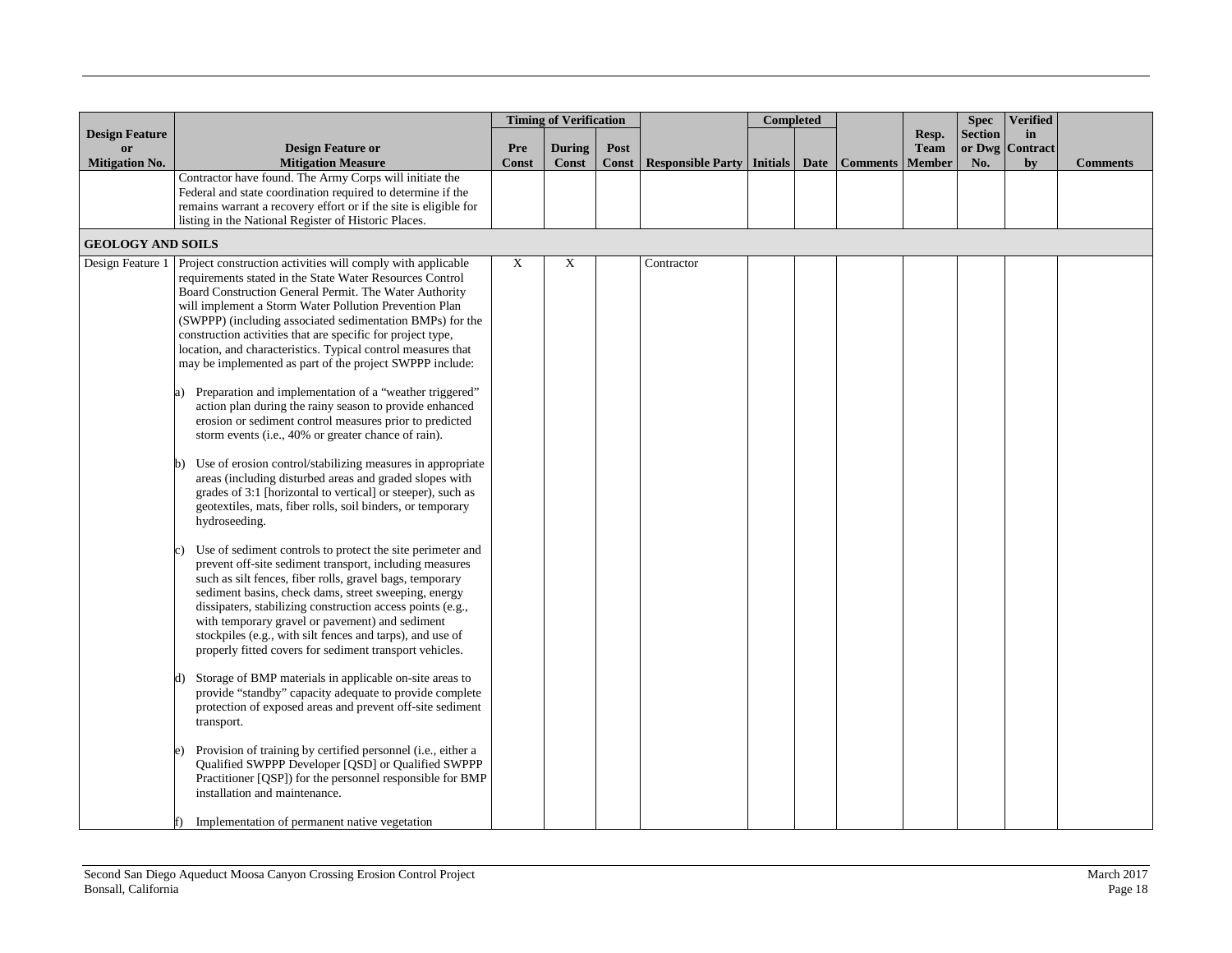| Design Feature or Mitigation No. | Design Feature or Mitigation Measure | Timing of Verification | | | Responsible Party | Completed | | Comments | Resp. Team Member | Spec Section or Dwg No. | Verified in Contract by | Comments |
|---|---|---|---|---|---|---|---|---|---|---|---|---|
| | | Pre Const | During Const | Post Const | | Initials | Date | | | | | |
| | Contractor have found. The Army Corps will initiate the Federal and state coordination required to determine if the remains warrant a recovery effort or if the site is eligible for listing in the National Register of Historic Places. | | | | | | | | | | | |
| **GEOLOGY AND SOILS** | | | | | | | | | | | | |
| Design Feature 1 | Project construction activities will comply with applicable requirements stated in the State Water Resources Control Board Construction General Permit. The Water Authority will implement a Storm Water Pollution Prevention Plan (SWPPP) (including associated sedimentation BMPs) for the construction activities that are specific for project type, location, and characteristics. Typical control measures that may be implemented as part of the project SWPPP include:<br><br>a) Preparation and implementation of a "weather triggered" action plan during the rainy season to provide enhanced erosion or sediment control measures prior to predicted storm events (i.e., 40% or greater chance of rain).<br><br>b) Use of erosion control/stabilizing measures in appropriate areas (including disturbed areas and graded slopes with grades of 3:1 [horizontal to vertical] or steeper), such as geotextiles, mats, fiber rolls, soil binders, or temporary hydroseeding.<br><br>c) Use of sediment controls to protect the site perimeter and prevent off-site sediment transport, including measures such as silt fences, fiber rolls, gravel bags, temporary sediment basins, check dams, street sweeping, energy dissipaters, stabilizing construction access points (e.g., with temporary gravel or pavement) and sediment stockpiles (e.g., with silt fences and tarps), and use of properly fitted covers for sediment transport vehicles.<br><br>d) Storage of BMP materials in applicable on-site areas to provide "standby" capacity adequate to provide complete protection of exposed areas and prevent off-site sediment transport.<br><br>e) Provision of training by certified personnel (i.e., either a Qualified SWPPP Developer [QSD] or Qualified SWPPP Practitioner [QSP]) for the personnel responsible for BMP installation and maintenance.<br><br>f) Implementation of permanent native vegetation | X | X | | Contractor | | | | | | | |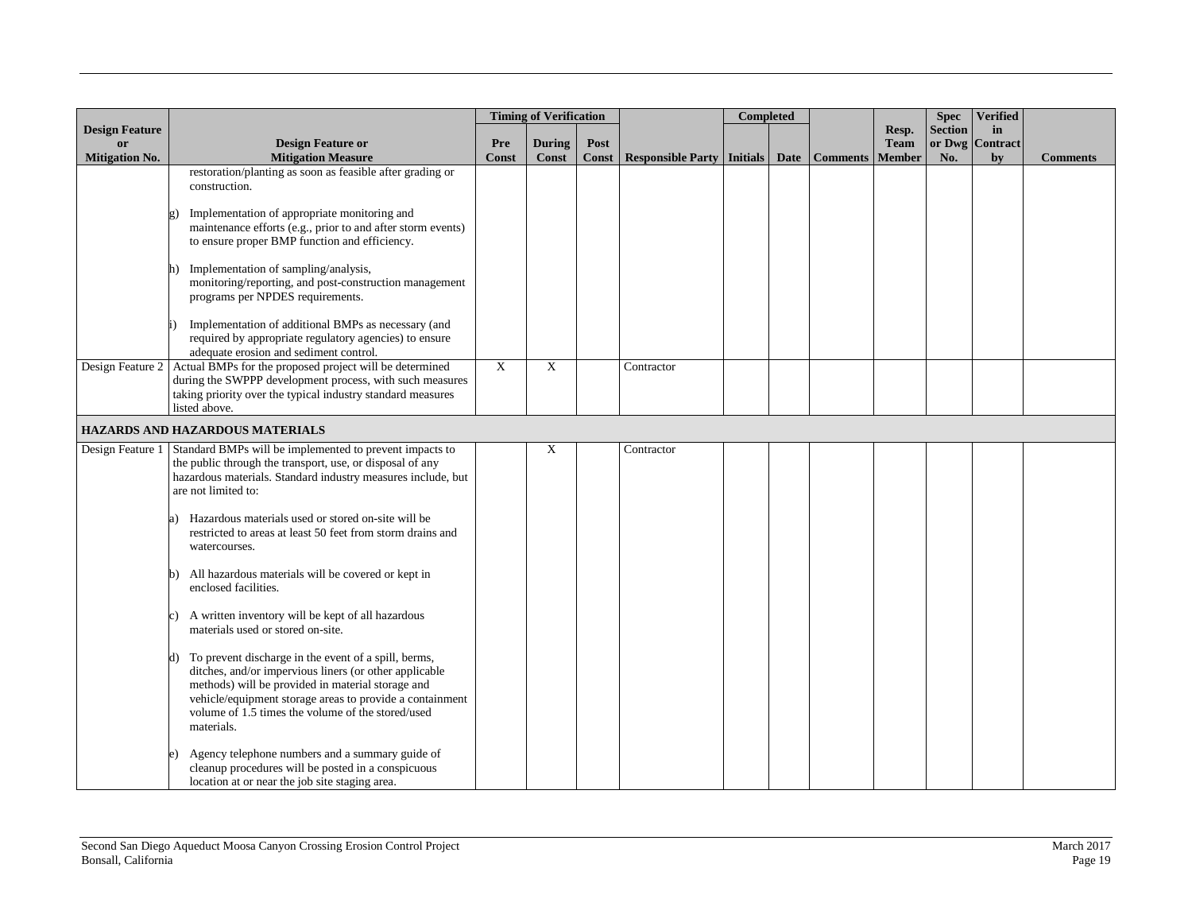| Design Feature or Mitigation No. | Design Feature or Mitigation Measure | Timing of Verification | | | Responsible Party | Completed | | Comments | Resp. Team Member | Spec Section or Dwg No. | Verified in Contract by | Comments |
|---|---|---|---|---|---|---|---|---|---|---|---|---|
| | | Pre Const | During Const | Post Const | | Initials | Date | | | | | |
| | restoration/planting as soon as feasible after grading or construction.<br><br>g) Implementation of appropriate monitoring and maintenance efforts (e.g., prior to and after storm events) to ensure proper BMP function and efficiency.<br><br>h) Implementation of sampling/analysis, monitoring/reporting, and post-construction management programs per NPDES requirements.<br><br>i) Implementation of additional BMPs as necessary (and required by appropriate regulatory agencies) to ensure adequate erosion and sediment control. | | | | | | | | | | | |
| Design Feature 2 | Actual BMPs for the proposed project will be determined during the SWPPP development process, with such measures taking priority over the typical industry standard measures listed above. | X | X | | Contractor | | | | | | | |
| **HAZARDS AND HAZARDOUS MATERIALS** | | | | | | | | | | | | |
| Design Feature 1 | Standard BMPs will be implemented to prevent impacts to the public through the transport, use, or disposal of any hazardous materials. Standard industry measures include, but are not limited to:<br><br>a) Hazardous materials used or stored on-site will be restricted to areas at least 50 feet from storm drains and watercourses.<br><br>b) All hazardous materials will be covered or kept in enclosed facilities.<br><br>c) A written inventory will be kept of all hazardous materials used or stored on-site.<br><br>d) To prevent discharge in the event of a spill, berms, ditches, and/or impervious liners (or other applicable methods) will be provided in material storage and vehicle/equipment storage areas to provide a containment volume of 1.5 times the volume of the stored/used materials.<br><br>e) Agency telephone numbers and a summary guide of cleanup procedures will be posted in a conspicuous location at or near the job site staging area. | | X | | Contractor | | | | | | | |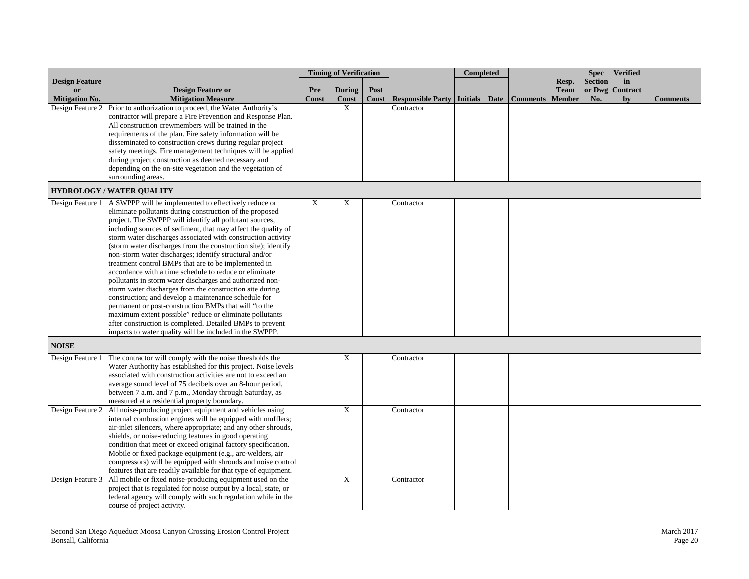| Design Feature or Mitigation No. | Design Feature or Mitigation Measure | Timing of Verification | | | Responsible Party | Completed | | Comments | Resp. Team Member | Spec Section or Dwg No. | Verified in Contract by | Comments |
|---|---|---|---|---|---|---|---|---|---|---|---|---|
| | | Pre Const | During Const | Post Const | | Initials | Date | | | | | |
| Design Feature 2 | Prior to authorization to proceed, the Water Authority's contractor will prepare a Fire Prevention and Response Plan. All construction crewmembers will be trained in the requirements of the plan. Fire safety information will be disseminated to construction crews during regular project safety meetings. Fire management techniques will be applied during project construction as deemed necessary and depending on the on-site vegetation and the vegetation of surrounding areas. | | X | | Contractor | | | | | | | |
| **HYDROLOGY / WATER QUALITY** | | | | | | | | | | | | |
| Design Feature 1 | A SWPPP will be implemented to effectively reduce or eliminate pollutants during construction of the proposed project. The SWPPP will identify all pollutant sources, including sources of sediment, that may affect the quality of storm water discharges associated with construction activity (storm water discharges from the construction site); identify non-storm water discharges; identify structural and/or treatment control BMPs that are to be implemented in accordance with a time schedule to reduce or eliminate pollutants in storm water discharges and authorized non-storm water discharges from the construction site during construction; and develop a maintenance schedule for permanent or post-construction BMPs that will "to the maximum extent possible" reduce or eliminate pollutants after construction is completed. Detailed BMPs to prevent impacts to water quality will be included in the SWPPP. | X | X | | Contractor | | | | | | | |
| **NOISE** | | | | | | | | | | | | |
| Design Feature 1 | The contractor will comply with the noise thresholds the Water Authority has established for this project. Noise levels associated with construction activities are not to exceed an average sound level of 75 decibels over an 8-hour period, between 7 a.m. and 7 p.m., Monday through Saturday, as measured at a residential property boundary. | | X | | Contractor | | | | | | | |
| Design Feature 2 | All noise-producing project equipment and vehicles using internal combustion engines will be equipped with mufflers; air-inlet silencers, where appropriate; and any other shrouds, shields, or noise-reducing features in good operating condition that meet or exceed original factory specification. Mobile or fixed package equipment (e.g., arc-welders, air compressors) will be equipped with shrouds and noise control features that are readily available for that type of equipment. | | X | | Contractor | | | | | | | |
| Design Feature 3 | All mobile or fixed noise-producing equipment used on the project that is regulated for noise output by a local, state, or federal agency will comply with such regulation while in the course of project activity. | | X | | Contractor | | | | | | | |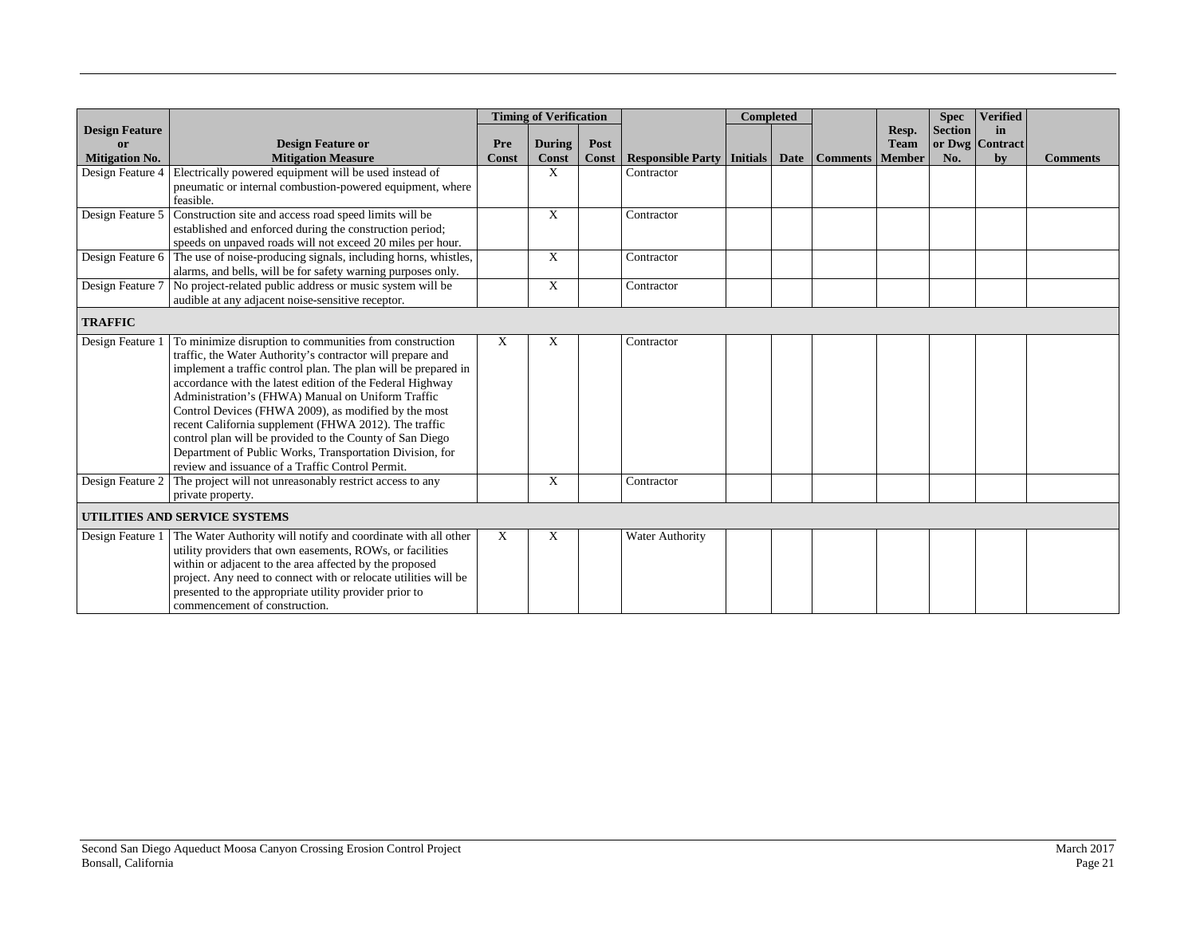| Design Feature or Mitigation No. | Design Feature or Mitigation Measure | Timing of Verification | | | Responsible Party | Completed | | Comments | Resp. Team Member | Spec Section or Dwg No. | Verified in Contract by | Comments |
|---|---|---|---|---|---|---|---|---|---|---|---|---|
| | | Pre Const | During Const | Post Const | | Initials | Date | | | | | |
| Design Feature 4 | Electrically powered equipment will be used instead of pneumatic or internal combustion-powered equipment, where feasible. | | X | | Contractor | | | | | | | |
| Design Feature 5 | Construction site and access road speed limits will be established and enforced during the construction period; speeds on unpaved roads will not exceed 20 miles per hour. | | X | | Contractor | | | | | | | |
| Design Feature 6 | The use of noise-producing signals, including horns, whistles, alarms, and bells, will be for safety warning purposes only. | | X | | Contractor | | | | | | | |
| Design Feature 7 | No project-related public address or music system will be audible at any adjacent noise-sensitive receptor. | | X | | Contractor | | | | | | | |
| **TRAFFIC** | | | | | | | | | | | | |
| Design Feature 1 | To minimize disruption to communities from construction traffic, the Water Authority's contractor will prepare and implement a traffic control plan. The plan will be prepared in accordance with the latest edition of the Federal Highway Administration's (FHWA) Manual on Uniform Traffic Control Devices (FHWA 2009), as modified by the most recent California supplement (FHWA 2012). The traffic control plan will be provided to the County of San Diego Department of Public Works, Transportation Division, for review and issuance of a Traffic Control Permit. | X | X | | Contractor | | | | | | | |
| Design Feature 2 | The project will not unreasonably restrict access to any private property. | | X | | Contractor | | | | | | | |
| **UTILITIES AND SERVICE SYSTEMS** | | | | | | | | | | | | |
| Design Feature 1 | The Water Authority will notify and coordinate with all other utility providers that own easements, ROWs, or facilities within or adjacent to the area affected by the proposed project. Any need to connect with or relocate utilities will be presented to the appropriate utility provider prior to commencement of construction. | X | X | | Water Authority | | | | | | | |